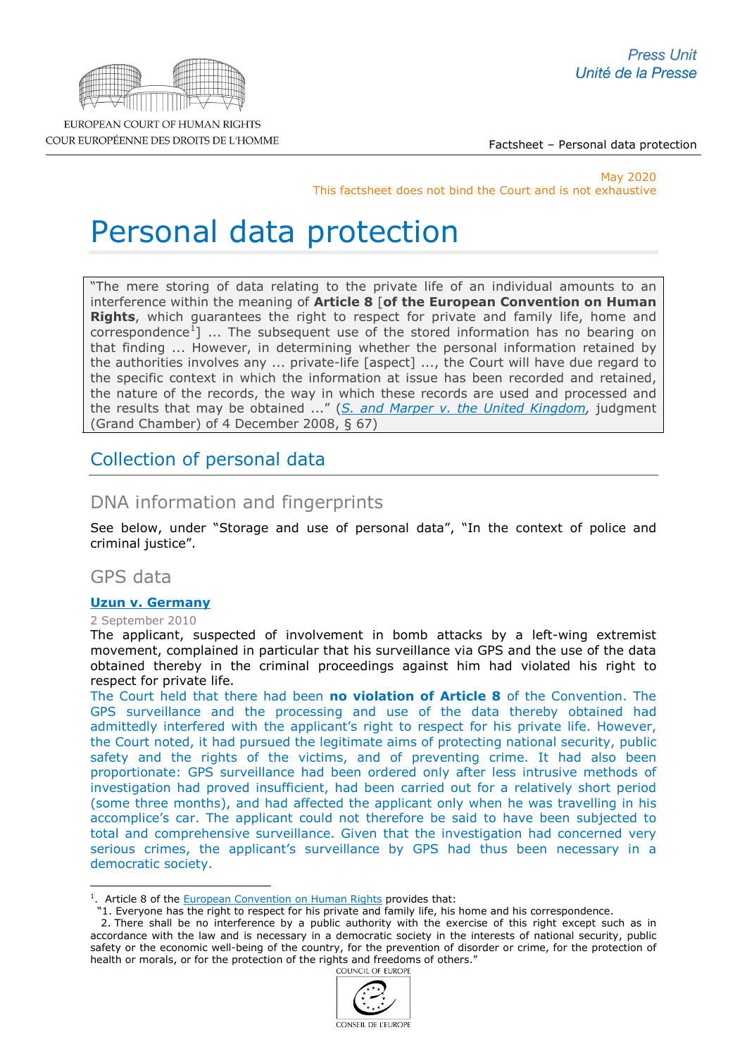May 2020
This factsheet does not bind the Court and is not exhaustive

# Personal data protection

> "The mere storing of data relating to the private life of an individual amounts to an interference within the meaning of **Article 8** [**of the European Convention on Human Rights**, which guarantees the right to respect for private and family life, home and correspondence[1]] ... The subsequent use of the stored information has no bearing on that finding ... However, in determining whether the personal information retained by the authorities involves any ... private-life [aspect] ..., the Court will have due regard to the specific context in which the information at issue has been recorded and retained, the nature of the records, the way in which these records are used and processed and the results that may be obtained ..." (*S. and Marper v. the United Kingdom*, judgment (Grand Chamber) of 4 December 2008, § 67)

## Collection of personal data

### DNA information and fingerprints

See below, under "Storage and use of personal data", "In the context of police and criminal justice".

### GPS data

**Uzun v. Germany**

2 September 2010

The applicant, suspected of involvement in bomb attacks by a left-wing extremist movement, complained in particular that his surveillance via GPS and the use of the data obtained thereby in the criminal proceedings against him had violated his right to respect for private life.

The Court held that there had been **no violation of Article 8** of the Convention. The GPS surveillance and the processing and use of the data thereby obtained had admittedly interfered with the applicant's right to respect for his private life. However, the Court noted, it had pursued the legitimate aims of protecting national security, public safety and the rights of the victims, and of preventing crime. It had also been proportionate: GPS surveillance had been ordered only after less intrusive methods of investigation had proved insufficient, had been carried out for a relatively short period (some three months), and had affected the applicant only when he was travelling in his accomplice's car. The applicant could not therefore be said to have been subjected to total and comprehensive surveillance. Given that the investigation had concerned very serious crimes, the applicant's surveillance by GPS had thus been necessary in a democratic society.

---

[1]. Article 8 of the European Convention on Human Rights provides that:
"1. Everyone has the right to respect for his private and family life, his home and his correspondence.
2. There shall be no interference by a public authority with the exercise of this right except such as in accordance with the law and is necessary in a democratic society in the interests of national security, public safety or the economic well-being of the country, for the prevention of disorder or crime, for the protection of health or morals, or for the protection of the rights and freedoms of others."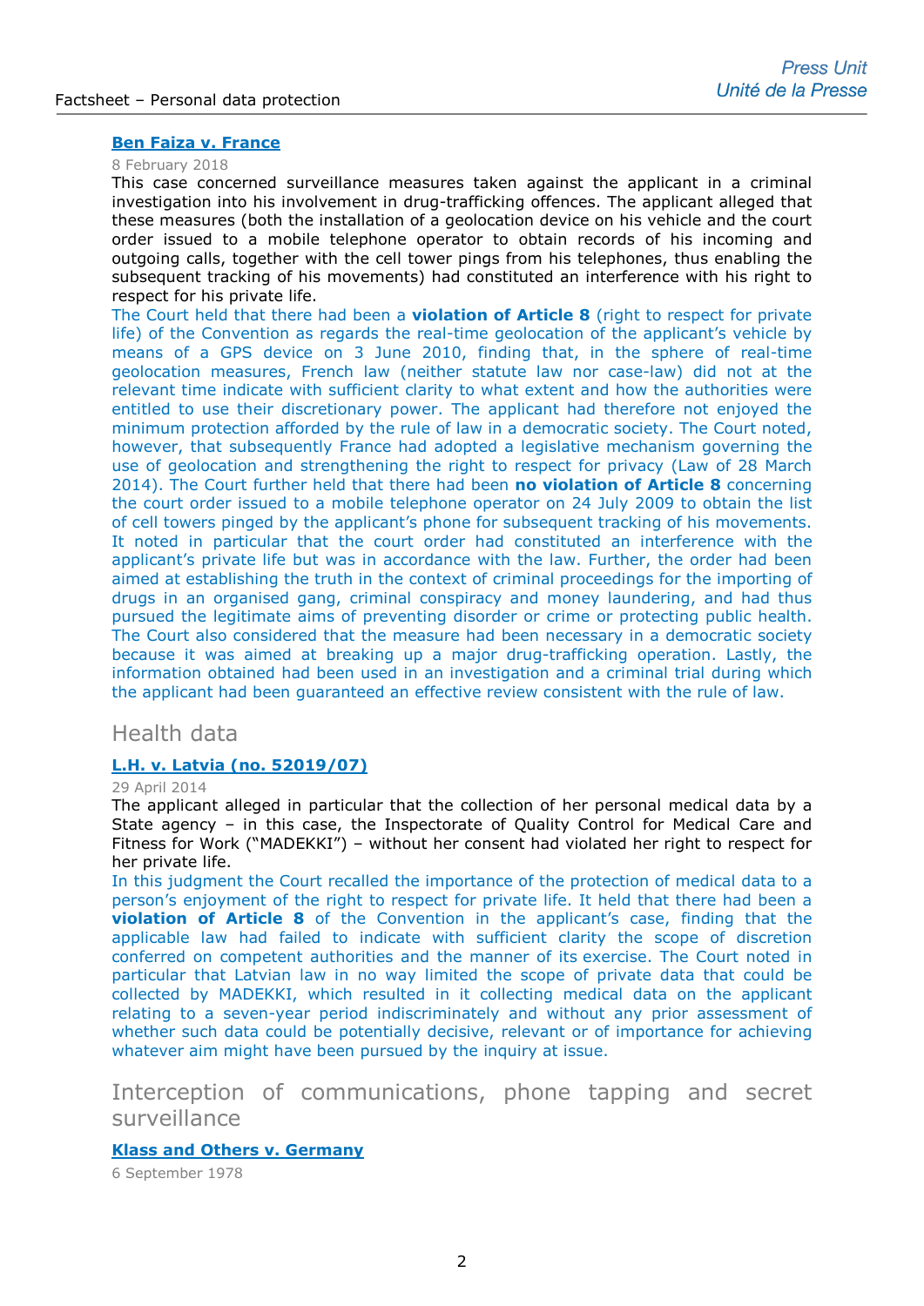### Ben Faiza v. France

8 February 2018

This case concerned surveillance measures taken against the applicant in a criminal investigation into his involvement in drug-trafficking offences. The applicant alleged that these measures (both the installation of a geolocation device on his vehicle and the court order issued to a mobile telephone operator to obtain records of his incoming and outgoing calls, together with the cell tower pings from his telephones, thus enabling the subsequent tracking of his movements) had constituted an interference with his right to respect for his private life.

The Court held that there had been a **violation of Article 8** (right to respect for private life) of the Convention as regards the real-time geolocation of the applicant's vehicle by means of a GPS device on 3 June 2010, finding that, in the sphere of real-time geolocation measures, French law (neither statute law nor case-law) did not at the relevant time indicate with sufficient clarity to what extent and how the authorities were entitled to use their discretionary power. The applicant had therefore not enjoyed the minimum protection afforded by the rule of law in a democratic society. The Court noted, however, that subsequently France had adopted a legislative mechanism governing the use of geolocation and strengthening the right to respect for privacy (Law of 28 March 2014). The Court further held that there had been **no violation of Article 8** concerning the court order issued to a mobile telephone operator on 24 July 2009 to obtain the list of cell towers pinged by the applicant's phone for subsequent tracking of his movements. It noted in particular that the court order had constituted an interference with the applicant's private life but was in accordance with the law. Further, the order had been aimed at establishing the truth in the context of criminal proceedings for the importing of drugs in an organised gang, criminal conspiracy and money laundering, and had thus pursued the legitimate aims of preventing disorder or crime or protecting public health. The Court also considered that the measure had been necessary in a democratic society because it was aimed at breaking up a major drug-trafficking operation. Lastly, the information obtained had been used in an investigation and a criminal trial during which the applicant had been guaranteed an effective review consistent with the rule of law.

## Health data

### L.H. v. Latvia (no. 52019/07)

29 April 2014

The applicant alleged in particular that the collection of her personal medical data by a State agency – in this case, the Inspectorate of Quality Control for Medical Care and Fitness for Work ("MADEKKI") – without her consent had violated her right to respect for her private life.

In this judgment the Court recalled the importance of the protection of medical data to a person's enjoyment of the right to respect for private life. It held that there had been a **violation of Article 8** of the Convention in the applicant's case, finding that the applicable law had failed to indicate with sufficient clarity the scope of discretion conferred on competent authorities and the manner of its exercise. The Court noted in particular that Latvian law in no way limited the scope of private data that could be collected by MADEKKI, which resulted in it collecting medical data on the applicant relating to a seven-year period indiscriminately and without any prior assessment of whether such data could be potentially decisive, relevant or of importance for achieving whatever aim might have been pursued by the inquiry at issue.

## Interception of communications, phone tapping and secret surveillance

### Klass and Others v. Germany

6 September 1978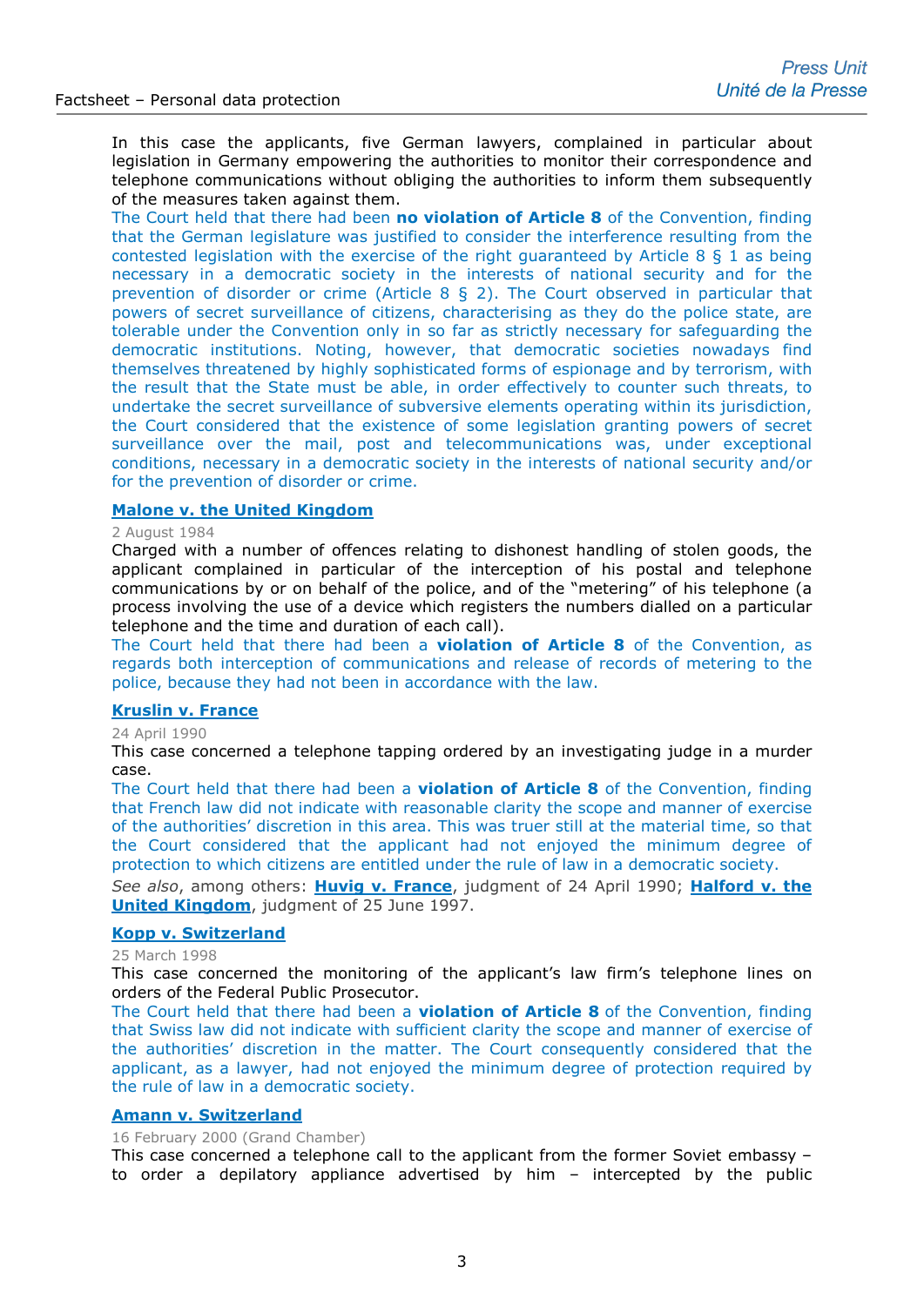In this case the applicants, five German lawyers, complained in particular about legislation in Germany empowering the authorities to monitor their correspondence and telephone communications without obliging the authorities to inform them subsequently of the measures taken against them.

The Court held that there had been **no violation of Article 8** of the Convention, finding that the German legislature was justified to consider the interference resulting from the contested legislation with the exercise of the right guaranteed by Article 8 § 1 as being necessary in a democratic society in the interests of national security and for the prevention of disorder or crime (Article 8 § 2). The Court observed in particular that powers of secret surveillance of citizens, characterising as they do the police state, are tolerable under the Convention only in so far as strictly necessary for safeguarding the democratic institutions. Noting, however, that democratic societies nowadays find themselves threatened by highly sophisticated forms of espionage and by terrorism, with the result that the State must be able, in order effectively to counter such threats, to undertake the secret surveillance of subversive elements operating within its jurisdiction, the Court considered that the existence of some legislation granting powers of secret surveillance over the mail, post and telecommunications was, under exceptional conditions, necessary in a democratic society in the interests of national security and/or for the prevention of disorder or crime.

#### Malone v. the United Kingdom

2 August 1984

Charged with a number of offences relating to dishonest handling of stolen goods, the applicant complained in particular of the interception of his postal and telephone communications by or on behalf of the police, and of the "metering" of his telephone (a process involving the use of a device which registers the numbers dialled on a particular telephone and the time and duration of each call).

The Court held that there had been a **violation of Article 8** of the Convention, as regards both interception of communications and release of records of metering to the police, because they had not been in accordance with the law.

#### Kruslin v. France

24 April 1990

This case concerned a telephone tapping ordered by an investigating judge in a murder case.

The Court held that there had been a **violation of Article 8** of the Convention, finding that French law did not indicate with reasonable clarity the scope and manner of exercise of the authorities' discretion in this area. This was truer still at the material time, so that the Court considered that the applicant had not enjoyed the minimum degree of protection to which citizens are entitled under the rule of law in a democratic society.

*See also*, among others: **Huvig v. France**, judgment of 24 April 1990; **Halford v. the United Kingdom**, judgment of 25 June 1997.

#### Kopp v. Switzerland

25 March 1998

This case concerned the monitoring of the applicant's law firm's telephone lines on orders of the Federal Public Prosecutor.

The Court held that there had been a **violation of Article 8** of the Convention, finding that Swiss law did not indicate with sufficient clarity the scope and manner of exercise of the authorities' discretion in the matter. The Court consequently considered that the applicant, as a lawyer, had not enjoyed the minimum degree of protection required by the rule of law in a democratic society.

#### Amann v. Switzerland

16 February 2000 (Grand Chamber)

This case concerned a telephone call to the applicant from the former Soviet embassy – to order a depilatory appliance advertised by him – intercepted by the public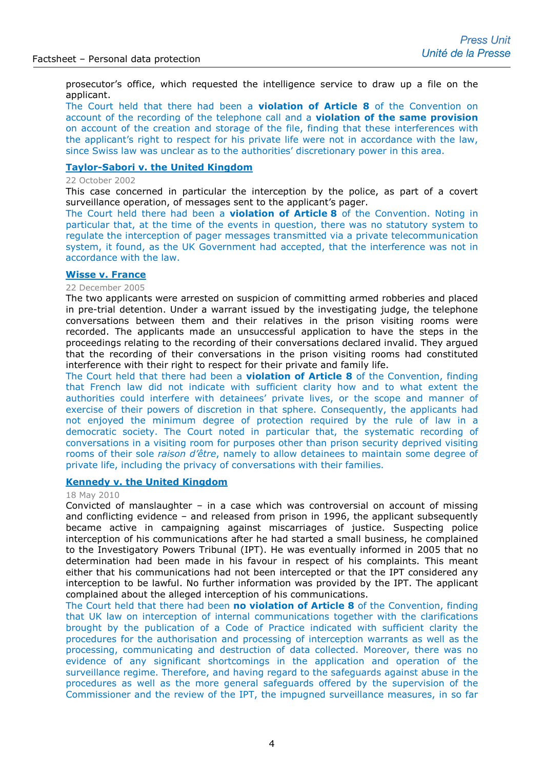prosecutor's office, which requested the intelligence service to draw up a file on the applicant.

The Court held that there had been a **violation of Article 8** of the Convention on account of the recording of the telephone call and a **violation of the same provision** on account of the creation and storage of the file, finding that these interferences with the applicant's right to respect for his private life were not in accordance with the law, since Swiss law was unclear as to the authorities' discretionary power in this area.

**Taylor-Sabori v. the United Kingdom**

22 October 2002

This case concerned in particular the interception by the police, as part of a covert surveillance operation, of messages sent to the applicant's pager.

The Court held there had been a **violation of Article 8** of the Convention. Noting in particular that, at the time of the events in question, there was no statutory system to regulate the interception of pager messages transmitted via a private telecommunication system, it found, as the UK Government had accepted, that the interference was not in accordance with the law.

**Wisse v. France**

22 December 2005

The two applicants were arrested on suspicion of committing armed robberies and placed in pre-trial detention. Under a warrant issued by the investigating judge, the telephone conversations between them and their relatives in the prison visiting rooms were recorded. The applicants made an unsuccessful application to have the steps in the proceedings relating to the recording of their conversations declared invalid. They argued that the recording of their conversations in the prison visiting rooms had constituted interference with their right to respect for their private and family life.

The Court held that there had been a **violation of Article 8** of the Convention, finding that French law did not indicate with sufficient clarity how and to what extent the authorities could interfere with detainees' private lives, or the scope and manner of exercise of their powers of discretion in that sphere. Consequently, the applicants had not enjoyed the minimum degree of protection required by the rule of law in a democratic society. The Court noted in particular that, the systematic recording of conversations in a visiting room for purposes other than prison security deprived visiting rooms of their sole *raison d'être*, namely to allow detainees to maintain some degree of private life, including the privacy of conversations with their families.

**Kennedy v. the United Kingdom**

18 May 2010

Convicted of manslaughter – in a case which was controversial on account of missing and conflicting evidence – and released from prison in 1996, the applicant subsequently became active in campaigning against miscarriages of justice. Suspecting police interception of his communications after he had started a small business, he complained to the Investigatory Powers Tribunal (IPT). He was eventually informed in 2005 that no determination had been made in his favour in respect of his complaints. This meant either that his communications had not been intercepted or that the IPT considered any interception to be lawful. No further information was provided by the IPT. The applicant complained about the alleged interception of his communications.

The Court held that there had been **no violation of Article 8** of the Convention, finding that UK law on interception of internal communications together with the clarifications brought by the publication of a Code of Practice indicated with sufficient clarity the procedures for the authorisation and processing of interception warrants as well as the processing, communicating and destruction of data collected. Moreover, there was no evidence of any significant shortcomings in the application and operation of the surveillance regime. Therefore, and having regard to the safeguards against abuse in the procedures as well as the more general safeguards offered by the supervision of the Commissioner and the review of the IPT, the impugned surveillance measures, in so far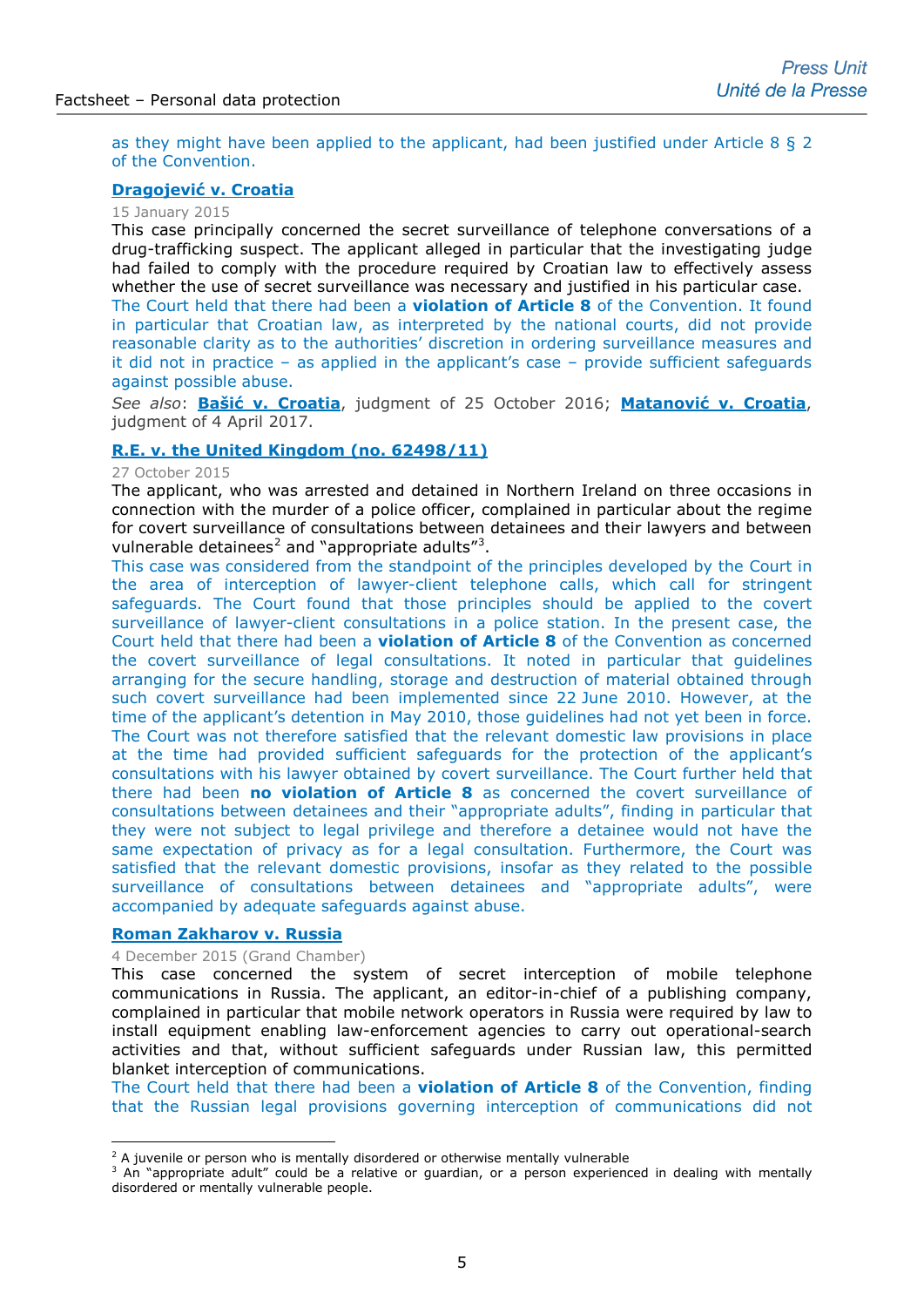as they might have been applied to the applicant, had been justified under Article 8 § 2 of the Convention.

**Dragojević v. Croatia**

15 January 2015

This case principally concerned the secret surveillance of telephone conversations of a drug-trafficking suspect. The applicant alleged in particular that the investigating judge had failed to comply with the procedure required by Croatian law to effectively assess whether the use of secret surveillance was necessary and justified in his particular case.

The Court held that there had been a **violation of Article 8** of the Convention. It found in particular that Croatian law, as interpreted by the national courts, did not provide reasonable clarity as to the authorities' discretion in ordering surveillance measures and it did not in practice – as applied in the applicant's case – provide sufficient safeguards against possible abuse.

*See also*: **Bašić v. Croatia**, judgment of 25 October 2016; **Matanović v. Croatia**, judgment of 4 April 2017.

**R.E. v. the United Kingdom (no. 62498/11)**

27 October 2015

The applicant, who was arrested and detained in Northern Ireland on three occasions in connection with the murder of a police officer, complained in particular about the regime for covert surveillance of consultations between detainees and their lawyers and between vulnerable detainees[2] and "appropriate adults"[3].

This case was considered from the standpoint of the principles developed by the Court in the area of interception of lawyer-client telephone calls, which call for stringent safeguards. The Court found that those principles should be applied to the covert surveillance of lawyer-client consultations in a police station. In the present case, the Court held that there had been a **violation of Article 8** of the Convention as concerned the covert surveillance of legal consultations. It noted in particular that guidelines arranging for the secure handling, storage and destruction of material obtained through such covert surveillance had been implemented since 22 June 2010. However, at the time of the applicant's detention in May 2010, those guidelines had not yet been in force. The Court was not therefore satisfied that the relevant domestic law provisions in place at the time had provided sufficient safeguards for the protection of the applicant's consultations with his lawyer obtained by covert surveillance. The Court further held that there had been **no violation of Article 8** as concerned the covert surveillance of consultations between detainees and their "appropriate adults", finding in particular that they were not subject to legal privilege and therefore a detainee would not have the same expectation of privacy as for a legal consultation. Furthermore, the Court was satisfied that the relevant domestic provisions, insofar as they related to the possible surveillance of consultations between detainees and "appropriate adults", were accompanied by adequate safeguards against abuse.

**Roman Zakharov v. Russia**

4 December 2015 (Grand Chamber)

This case concerned the system of secret interception of mobile telephone communications in Russia. The applicant, an editor-in-chief of a publishing company, complained in particular that mobile network operators in Russia were required by law to install equipment enabling law-enforcement agencies to carry out operational-search activities and that, without sufficient safeguards under Russian law, this permitted blanket interception of communications.

The Court held that there had been a **violation of Article 8** of the Convention, finding that the Russian legal provisions governing interception of communications did not

[2] A juvenile or person who is mentally disordered or otherwise mentally vulnerable

[3] An "appropriate adult" could be a relative or guardian, or a person experienced in dealing with mentally disordered or mentally vulnerable people.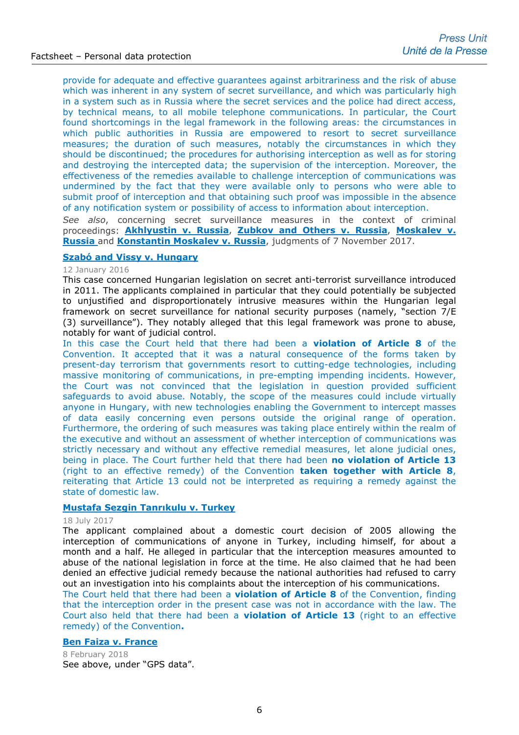provide for adequate and effective guarantees against arbitrariness and the risk of abuse which was inherent in any system of secret surveillance, and which was particularly high in a system such as in Russia where the secret services and the police had direct access, by technical means, to all mobile telephone communications. In particular, the Court found shortcomings in the legal framework in the following areas: the circumstances in which public authorities in Russia are empowered to resort to secret surveillance measures; the duration of such measures, notably the circumstances in which they should be discontinued; the procedures for authorising interception as well as for storing and destroying the intercepted data; the supervision of the interception. Moreover, the effectiveness of the remedies available to challenge interception of communications was undermined by the fact that they were available only to persons who were able to submit proof of interception and that obtaining such proof was impossible in the absence of any notification system or possibility of access to information about interception.

*See also*, concerning secret surveillance measures in the context of criminal proceedings: **Akhlyustin v. Russia**, **Zubkov and Others v. Russia**, **Moskalev v. Russia** and **Konstantin Moskalev v. Russia**, judgments of 7 November 2017.

**Szabó and Vissy v. Hungary**

12 January 2016

This case concerned Hungarian legislation on secret anti-terrorist surveillance introduced in 2011. The applicants complained in particular that they could potentially be subjected to unjustified and disproportionately intrusive measures within the Hungarian legal framework on secret surveillance for national security purposes (namely, "section 7/E (3) surveillance"). They notably alleged that this legal framework was prone to abuse, notably for want of judicial control.

In this case the Court held that there had been a **violation of Article 8** of the Convention. It accepted that it was a natural consequence of the forms taken by present-day terrorism that governments resort to cutting-edge technologies, including massive monitoring of communications, in pre-empting impending incidents. However, the Court was not convinced that the legislation in question provided sufficient safeguards to avoid abuse. Notably, the scope of the measures could include virtually anyone in Hungary, with new technologies enabling the Government to intercept masses of data easily concerning even persons outside the original range of operation. Furthermore, the ordering of such measures was taking place entirely within the realm of the executive and without an assessment of whether interception of communications was strictly necessary and without any effective remedial measures, let alone judicial ones, being in place. The Court further held that there had been **no violation of Article 13** (right to an effective remedy) of the Convention **taken together with Article 8**, reiterating that Article 13 could not be interpreted as requiring a remedy against the state of domestic law.

**Mustafa Sezgin Tanrıkulu v. Turkey**

18 July 2017

The applicant complained about a domestic court decision of 2005 allowing the interception of communications of anyone in Turkey, including himself, for about a month and a half. He alleged in particular that the interception measures amounted to abuse of the national legislation in force at the time. He also claimed that he had been denied an effective judicial remedy because the national authorities had refused to carry out an investigation into his complaints about the interception of his communications.

The Court held that there had been a **violation of Article 8** of the Convention, finding that the interception order in the present case was not in accordance with the law. The Court also held that there had been a **violation of Article 13** (right to an effective remedy) of the Convention**.**

**Ben Faiza v. France**

8 February 2018

See above, under "GPS data".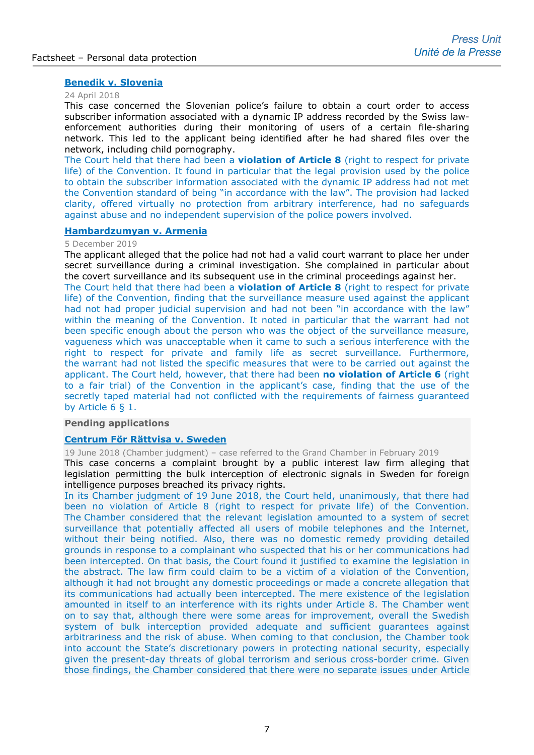### Benedik v. Slovenia

24 April 2018

This case concerned the Slovenian police's failure to obtain a court order to access subscriber information associated with a dynamic IP address recorded by the Swiss law-enforcement authorities during their monitoring of users of a certain file-sharing network. This led to the applicant being identified after he had shared files over the network, including child pornography.

The Court held that there had been a **violation of Article 8** (right to respect for private life) of the Convention. It found in particular that the legal provision used by the police to obtain the subscriber information associated with the dynamic IP address had not met the Convention standard of being "in accordance with the law". The provision had lacked clarity, offered virtually no protection from arbitrary interference, had no safeguards against abuse and no independent supervision of the police powers involved.

### Hambardzumyan v. Armenia

5 December 2019

The applicant alleged that the police had not had a valid court warrant to place her under secret surveillance during a criminal investigation. She complained in particular about the covert surveillance and its subsequent use in the criminal proceedings against her.

The Court held that there had been a **violation of Article 8** (right to respect for private life) of the Convention, finding that the surveillance measure used against the applicant had not had proper judicial supervision and had not been "in accordance with the law" within the meaning of the Convention. It noted in particular that the warrant had not been specific enough about the person who was the object of the surveillance measure, vagueness which was unacceptable when it came to such a serious interference with the right to respect for private and family life as secret surveillance. Furthermore, the warrant had not listed the specific measures that were to be carried out against the applicant. The Court held, however, that there had been **no violation of Article 6** (right to a fair trial) of the Convention in the applicant's case, finding that the use of the secretly taped material had not conflicted with the requirements of fairness guaranteed by Article 6 § 1.

#### Pending applications

### Centrum För Rättvisa v. Sweden

19 June 2018 (Chamber judgment) – case referred to the Grand Chamber in February 2019

This case concerns a complaint brought by a public interest law firm alleging that legislation permitting the bulk interception of electronic signals in Sweden for foreign intelligence purposes breached its privacy rights.

In its Chamber judgment of 19 June 2018, the Court held, unanimously, that there had been no violation of Article 8 (right to respect for private life) of the Convention. The Chamber considered that the relevant legislation amounted to a system of secret surveillance that potentially affected all users of mobile telephones and the Internet, without their being notified. Also, there was no domestic remedy providing detailed grounds in response to a complainant who suspected that his or her communications had been intercepted. On that basis, the Court found it justified to examine the legislation in the abstract. The law firm could claim to be a victim of a violation of the Convention, although it had not brought any domestic proceedings or made a concrete allegation that its communications had actually been intercepted. The mere existence of the legislation amounted in itself to an interference with its rights under Article 8. The Chamber went on to say that, although there were some areas for improvement, overall the Swedish system of bulk interception provided adequate and sufficient guarantees against arbitrariness and the risk of abuse. When coming to that conclusion, the Chamber took into account the State's discretionary powers in protecting national security, especially given the present-day threats of global terrorism and serious cross-border crime. Given those findings, the Chamber considered that there were no separate issues under Article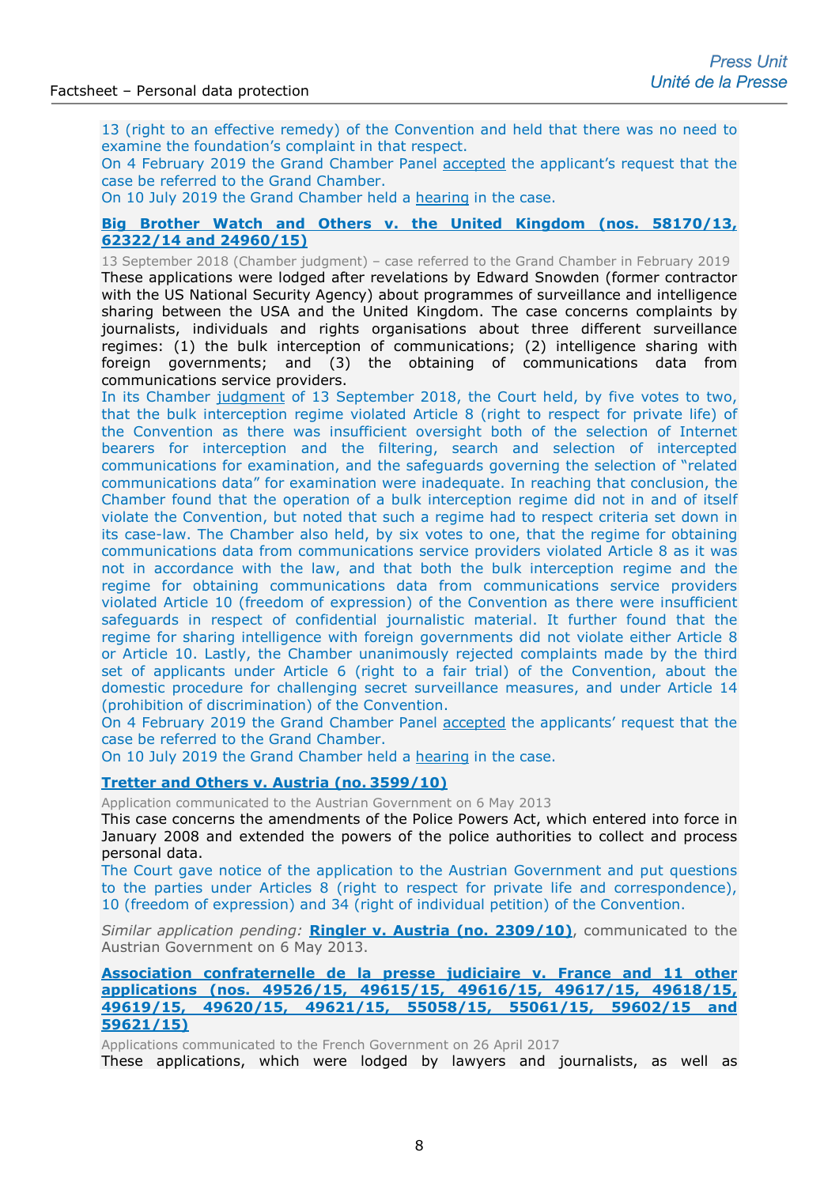13 (right to an effective remedy) of the Convention and held that there was no need to examine the foundation's complaint in that respect.
On 4 February 2019 the Grand Chamber Panel accepted the applicant's request that the case be referred to the Grand Chamber.
On 10 July 2019 the Grand Chamber held a hearing in the case.

**Big Brother Watch and Others v. the United Kingdom (nos. 58170/13, 62322/14 and 24960/15)**

13 September 2018 (Chamber judgment) – case referred to the Grand Chamber in February 2019

These applications were lodged after revelations by Edward Snowden (former contractor with the US National Security Agency) about programmes of surveillance and intelligence sharing between the USA and the United Kingdom. The case concerns complaints by journalists, individuals and rights organisations about three different surveillance regimes: (1) the bulk interception of communications; (2) intelligence sharing with foreign governments; and (3) the obtaining of communications data from communications service providers.

In its Chamber judgment of 13 September 2018, the Court held, by five votes to two, that the bulk interception regime violated Article 8 (right to respect for private life) of the Convention as there was insufficient oversight both of the selection of Internet bearers for interception and the filtering, search and selection of intercepted communications for examination, and the safeguards governing the selection of "related communications data" for examination were inadequate. In reaching that conclusion, the Chamber found that the operation of a bulk interception regime did not in and of itself violate the Convention, but noted that such a regime had to respect criteria set down in its case-law. The Chamber also held, by six votes to one, that the regime for obtaining communications data from communications service providers violated Article 8 as it was not in accordance with the law, and that both the bulk interception regime and the regime for obtaining communications data from communications service providers violated Article 10 (freedom of expression) of the Convention as there were insufficient safeguards in respect of confidential journalistic material. It further found that the regime for sharing intelligence with foreign governments did not violate either Article 8 or Article 10. Lastly, the Chamber unanimously rejected complaints made by the third set of applicants under Article 6 (right to a fair trial) of the Convention, about the domestic procedure for challenging secret surveillance measures, and under Article 14 (prohibition of discrimination) of the Convention.
On 4 February 2019 the Grand Chamber Panel accepted the applicants' request that the case be referred to the Grand Chamber.
On 10 July 2019 the Grand Chamber held a hearing in the case.

**Tretter and Others v. Austria (no. 3599/10)**

Application communicated to the Austrian Government on 6 May 2013

This case concerns the amendments of the Police Powers Act, which entered into force in January 2008 and extended the powers of the police authorities to collect and process personal data.

The Court gave notice of the application to the Austrian Government and put questions to the parties under Articles 8 (right to respect for private life and correspondence), 10 (freedom of expression) and 34 (right of individual petition) of the Convention.

*Similar application pending:* **Ringler v. Austria (no. 2309/10)**, communicated to the Austrian Government on 6 May 2013.

**Association confraternelle de la presse judiciaire v. France and 11 other applications (nos. 49526/15, 49615/15, 49616/15, 49617/15, 49618/15, 49619/15, 49620/15, 49621/15, 55058/15, 55061/15, 59602/15 and 59621/15)**

Applications communicated to the French Government on 26 April 2017

These applications, which were lodged by lawyers and journalists, as well as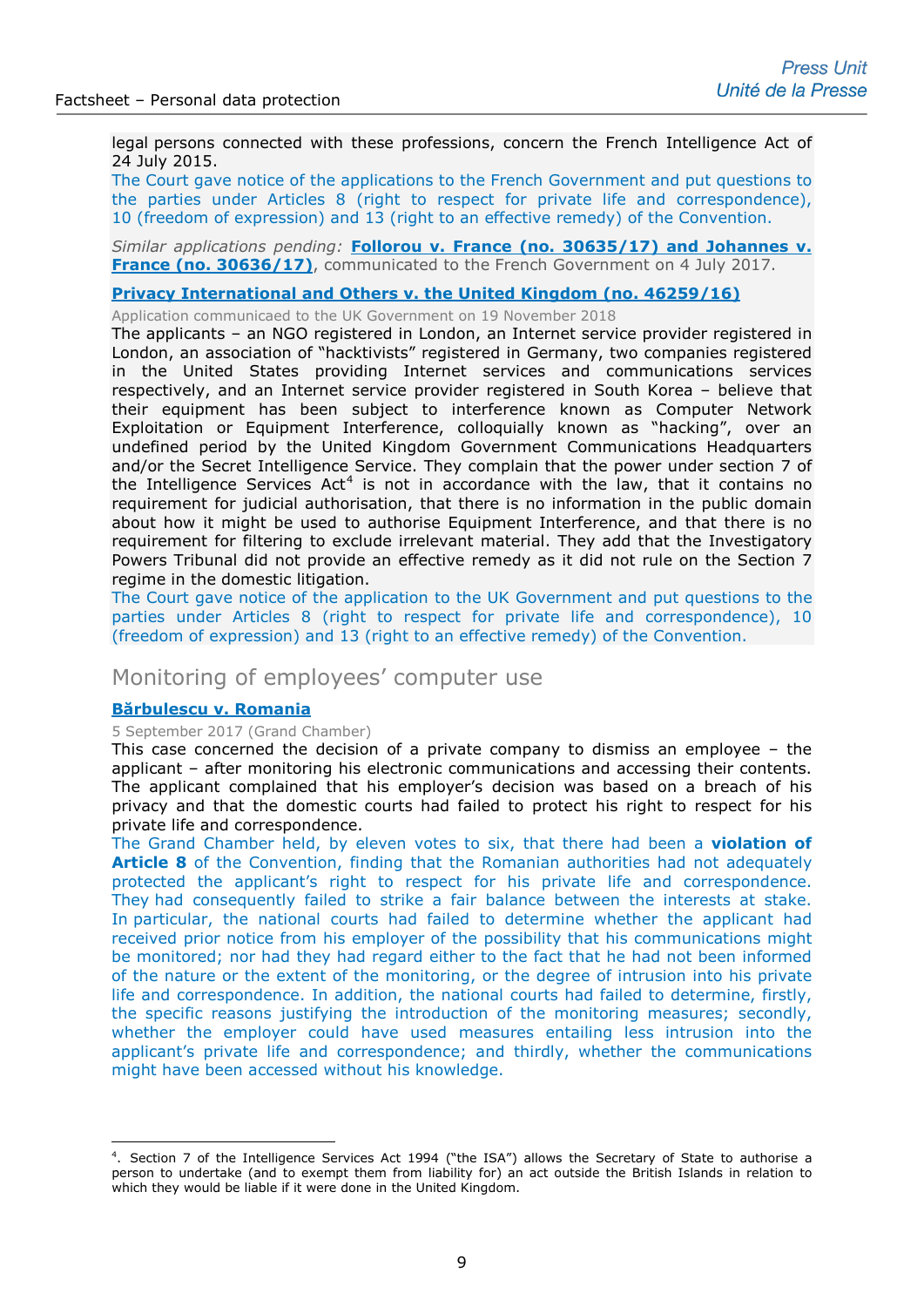legal persons connected with these professions, concern the French Intelligence Act of 24 July 2015.

The Court gave notice of the applications to the French Government and put questions to the parties under Articles 8 (right to respect for private life and correspondence), 10 (freedom of expression) and 13 (right to an effective remedy) of the Convention.

*Similar applications pending:* **Follorou v. France (no. 30635/17) and Johannes v. France (no. 30636/17)**, communicated to the French Government on 4 July 2017.

**Privacy International and Others v. the United Kingdom (no. 46259/16)**

Application communicaed to the UK Government on 19 November 2018

The applicants – an NGO registered in London, an Internet service provider registered in London, an association of "hacktivists" registered in Germany, two companies registered in the United States providing Internet services and communications services respectively, and an Internet service provider registered in South Korea – believe that their equipment has been subject to interference known as Computer Network Exploitation or Equipment Interference, colloquially known as "hacking", over an undefined period by the United Kingdom Government Communications Headquarters and/or the Secret Intelligence Service. They complain that the power under section 7 of the Intelligence Services Act[4] is not in accordance with the law, that it contains no requirement for judicial authorisation, that there is no information in the public domain about how it might be used to authorise Equipment Interference, and that there is no requirement for filtering to exclude irrelevant material. They add that the Investigatory Powers Tribunal did not provide an effective remedy as it did not rule on the Section 7 regime in the domestic litigation.

The Court gave notice of the application to the UK Government and put questions to the parties under Articles 8 (right to respect for private life and correspondence), 10 (freedom of expression) and 13 (right to an effective remedy) of the Convention.

## Monitoring of employees' computer use

**Bărbulescu v. Romania**

5 September 2017 (Grand Chamber)

This case concerned the decision of a private company to dismiss an employee – the applicant – after monitoring his electronic communications and accessing their contents. The applicant complained that his employer's decision was based on a breach of his privacy and that the domestic courts had failed to protect his right to respect for his private life and correspondence.

The Grand Chamber held, by eleven votes to six, that there had been a **violation of Article 8** of the Convention, finding that the Romanian authorities had not adequately protected the applicant's right to respect for his private life and correspondence. They had consequently failed to strike a fair balance between the interests at stake. In particular, the national courts had failed to determine whether the applicant had received prior notice from his employer of the possibility that his communications might be monitored; nor had they had regard either to the fact that he had not been informed of the nature or the extent of the monitoring, or the degree of intrusion into his private life and correspondence. In addition, the national courts had failed to determine, firstly, the specific reasons justifying the introduction of the monitoring measures; secondly, whether the employer could have used measures entailing less intrusion into the applicant's private life and correspondence; and thirdly, whether the communications might have been accessed without his knowledge.

---

[4]. Section 7 of the Intelligence Services Act 1994 ("the ISA") allows the Secretary of State to authorise a person to undertake (and to exempt them from liability for) an act outside the British Islands in relation to which they would be liable if it were done in the United Kingdom.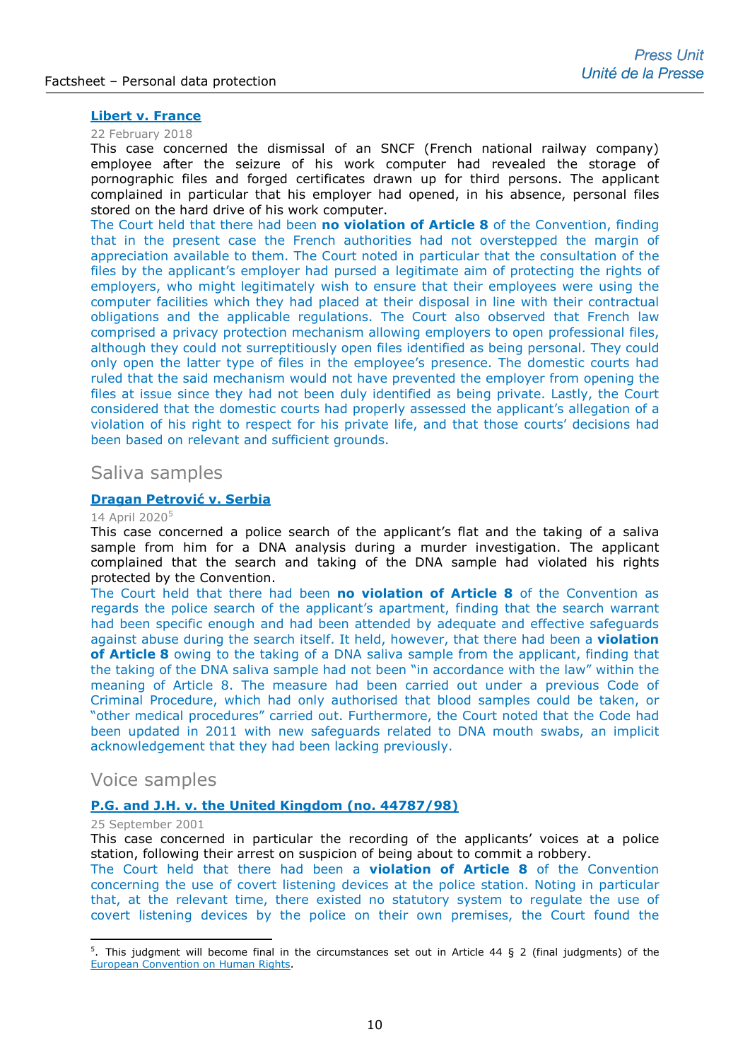**Libert v. France**

22 February 2018

This case concerned the dismissal of an SNCF (French national railway company) employee after the seizure of his work computer had revealed the storage of pornographic files and forged certificates drawn up for third persons. The applicant complained in particular that his employer had opened, in his absence, personal files stored on the hard drive of his work computer.

The Court held that there had been **no violation of Article 8** of the Convention, finding that in the present case the French authorities had not overstepped the margin of appreciation available to them. The Court noted in particular that the consultation of the files by the applicant's employer had pursed a legitimate aim of protecting the rights of employers, who might legitimately wish to ensure that their employees were using the computer facilities which they had placed at their disposal in line with their contractual obligations and the applicable regulations. The Court also observed that French law comprised a privacy protection mechanism allowing employers to open professional files, although they could not surreptitiously open files identified as being personal. They could only open the latter type of files in the employee's presence. The domestic courts had ruled that the said mechanism would not have prevented the employer from opening the files at issue since they had not been duly identified as being private. Lastly, the Court considered that the domestic courts had properly assessed the applicant's allegation of a violation of his right to respect for his private life, and that those courts' decisions had been based on relevant and sufficient grounds.

## Saliva samples

**Dragan Petrović v. Serbia**

14 April 2020[5]

This case concerned a police search of the applicant's flat and the taking of a saliva sample from him for a DNA analysis during a murder investigation. The applicant complained that the search and taking of the DNA sample had violated his rights protected by the Convention.

The Court held that there had been **no violation of Article 8** of the Convention as regards the police search of the applicant's apartment, finding that the search warrant had been specific enough and had been attended by adequate and effective safeguards against abuse during the search itself. It held, however, that there had been a **violation of Article 8** owing to the taking of a DNA saliva sample from the applicant, finding that the taking of the DNA saliva sample had not been "in accordance with the law" within the meaning of Article 8. The measure had been carried out under a previous Code of Criminal Procedure, which had only authorised that blood samples could be taken, or "other medical procedures" carried out. Furthermore, the Court noted that the Code had been updated in 2011 with new safeguards related to DNA mouth swabs, an implicit acknowledgement that they had been lacking previously.

## Voice samples

**P.G. and J.H. v. the United Kingdom (no. 44787/98)**

25 September 2001

This case concerned in particular the recording of the applicants' voices at a police station, following their arrest on suspicion of being about to commit a robbery.

The Court held that there had been a **violation of Article 8** of the Convention concerning the use of covert listening devices at the police station. Noting in particular that, at the relevant time, there existed no statutory system to regulate the use of covert listening devices by the police on their own premises, the Court found the

---

[5]. This judgment will become final in the circumstances set out in Article 44 § 2 (final judgments) of the European Convention on Human Rights.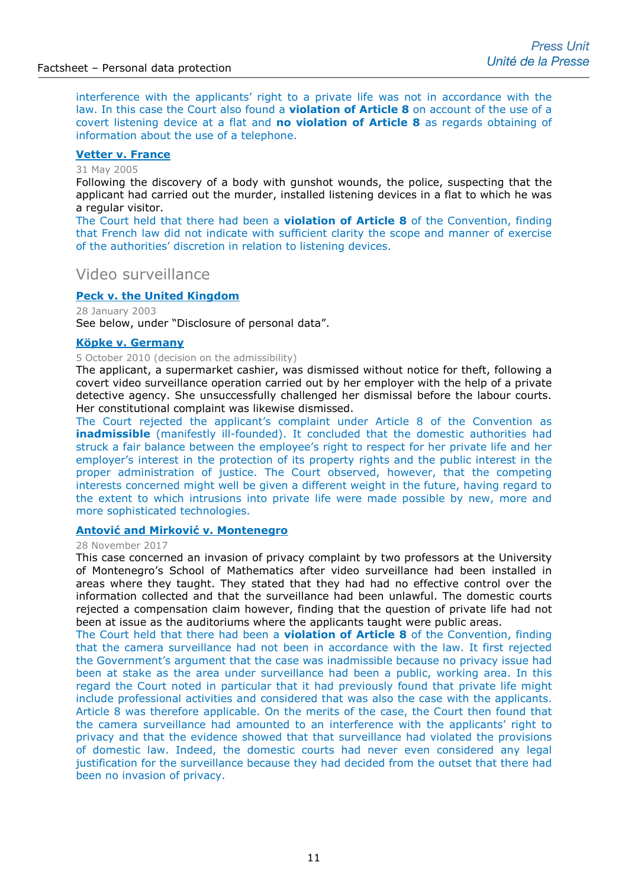interference with the applicants' right to a private life was not in accordance with the law. In this case the Court also found a **violation of Article 8** on account of the use of a covert listening device at a flat and **no violation of Article 8** as regards obtaining of information about the use of a telephone.

### Vetter v. France

31 May 2005

Following the discovery of a body with gunshot wounds, the police, suspecting that the applicant had carried out the murder, installed listening devices in a flat to which he was a regular visitor.

The Court held that there had been a **violation of Article 8** of the Convention, finding that French law did not indicate with sufficient clarity the scope and manner of exercise of the authorities' discretion in relation to listening devices.

## Video surveillance

### Peck v. the United Kingdom

28 January 2003

See below, under "Disclosure of personal data".

### Köpke v. Germany

5 October 2010 (decision on the admissibility)

The applicant, a supermarket cashier, was dismissed without notice for theft, following a covert video surveillance operation carried out by her employer with the help of a private detective agency. She unsuccessfully challenged her dismissal before the labour courts. Her constitutional complaint was likewise dismissed.

The Court rejected the applicant's complaint under Article 8 of the Convention as **inadmissible** (manifestly ill-founded). It concluded that the domestic authorities had struck a fair balance between the employee's right to respect for her private life and her employer's interest in the protection of its property rights and the public interest in the proper administration of justice. The Court observed, however, that the competing interests concerned might well be given a different weight in the future, having regard to the extent to which intrusions into private life were made possible by new, more and more sophisticated technologies.

### Antović and Mirković v. Montenegro

28 November 2017

This case concerned an invasion of privacy complaint by two professors at the University of Montenegro's School of Mathematics after video surveillance had been installed in areas where they taught. They stated that they had had no effective control over the information collected and that the surveillance had been unlawful. The domestic courts rejected a compensation claim however, finding that the question of private life had not been at issue as the auditoriums where the applicants taught were public areas.

The Court held that there had been a **violation of Article 8** of the Convention, finding that the camera surveillance had not been in accordance with the law. It first rejected the Government's argument that the case was inadmissible because no privacy issue had been at stake as the area under surveillance had been a public, working area. In this regard the Court noted in particular that it had previously found that private life might include professional activities and considered that was also the case with the applicants. Article 8 was therefore applicable. On the merits of the case, the Court then found that the camera surveillance had amounted to an interference with the applicants' right to privacy and that the evidence showed that that surveillance had violated the provisions of domestic law. Indeed, the domestic courts had never even considered any legal justification for the surveillance because they had decided from the outset that there had been no invasion of privacy.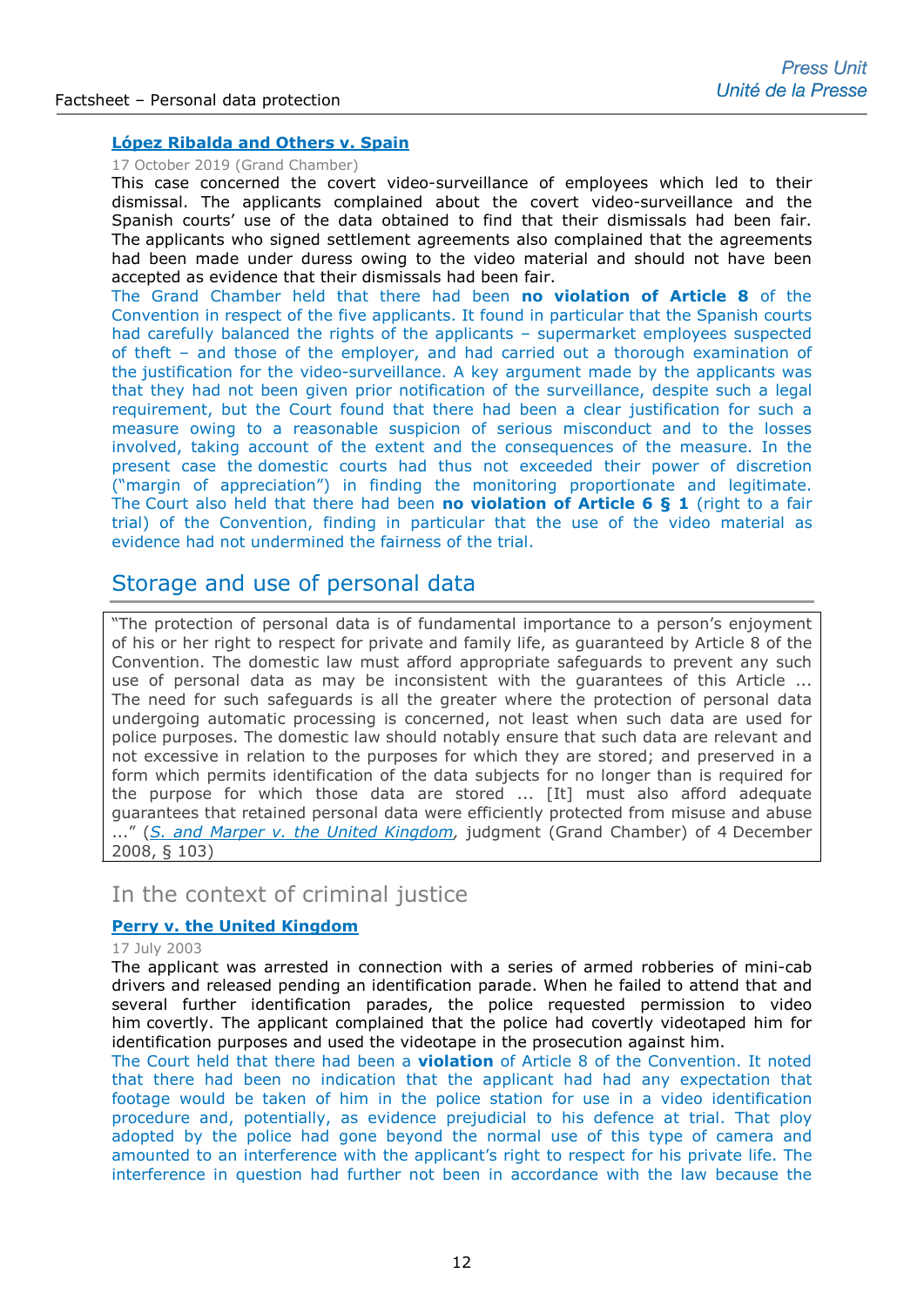### [López Ribalda and Others v. Spain](#)

17 October 2019 (Grand Chamber)

This case concerned the covert video-surveillance of employees which led to their dismissal. The applicants complained about the covert video-surveillance and the Spanish courts' use of the data obtained to find that their dismissals had been fair. The applicants who signed settlement agreements also complained that the agreements had been made under duress owing to the video material and should not have been accepted as evidence that their dismissals had been fair.

The Grand Chamber held that there had been **no violation of Article 8** of the Convention in respect of the five applicants. It found in particular that the Spanish courts had carefully balanced the rights of the applicants – supermarket employees suspected of theft – and those of the employer, and had carried out a thorough examination of the justification for the video-surveillance. A key argument made by the applicants was that they had not been given prior notification of the surveillance, despite such a legal requirement, but the Court found that there had been a clear justification for such a measure owing to a reasonable suspicion of serious misconduct and to the losses involved, taking account of the extent and the consequences of the measure. In the present case the domestic courts had thus not exceeded their power of discretion ("margin of appreciation") in finding the monitoring proportionate and legitimate. The Court also held that there had been **no violation of Article 6 § 1** (right to a fair trial) of the Convention, finding in particular that the use of the video material as evidence had not undermined the fairness of the trial.

## Storage and use of personal data

> "The protection of personal data is of fundamental importance to a person's enjoyment of his or her right to respect for private and family life, as guaranteed by Article 8 of the Convention. The domestic law must afford appropriate safeguards to prevent any such use of personal data as may be inconsistent with the guarantees of this Article ... The need for such safeguards is all the greater where the protection of personal data undergoing automatic processing is concerned, not least when such data are used for police purposes. The domestic law should notably ensure that such data are relevant and not excessive in relation to the purposes for which they are stored; and preserved in a form which permits identification of the data subjects for no longer than is required for the purpose for which those data are stored ... [It] must also afford adequate guarantees that retained personal data were efficiently protected from misuse and abuse ..." (*S. and Marper v. the United Kingdom*, judgment (Grand Chamber) of 4 December 2008, § 103)

### In the context of criminal justice

### [Perry v. the United Kingdom](#)

17 July 2003

The applicant was arrested in connection with a series of armed robberies of mini-cab drivers and released pending an identification parade. When he failed to attend that and several further identification parades, the police requested permission to video him covertly. The applicant complained that the police had covertly videotaped him for identification purposes and used the videotape in the prosecution against him.

The Court held that there had been a **violation** of Article 8 of the Convention. It noted that there had been no indication that the applicant had had any expectation that footage would be taken of him in the police station for use in a video identification procedure and, potentially, as evidence prejudicial to his defence at trial. That ploy adopted by the police had gone beyond the normal use of this type of camera and amounted to an interference with the applicant's right to respect for his private life. The interference in question had further not been in accordance with the law because the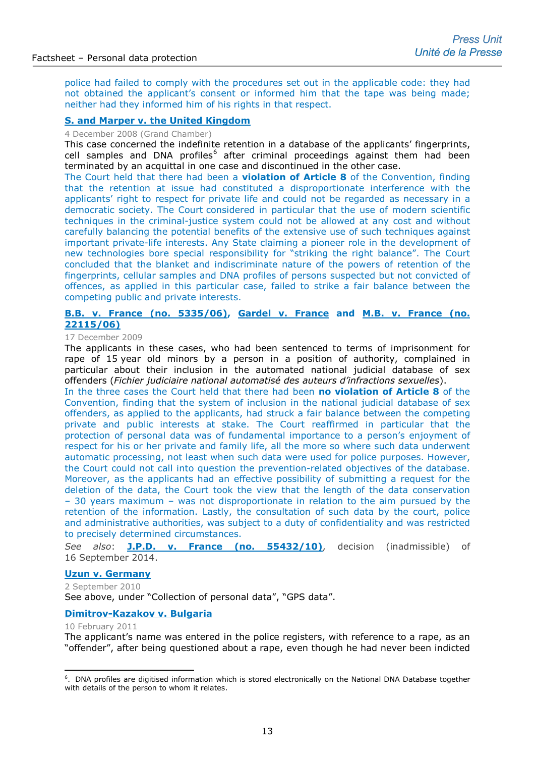police had failed to comply with the procedures set out in the applicable code: they had not obtained the applicant's consent or informed him that the tape was being made; neither had they informed him of his rights in that respect.

**S. and Marper v. the United Kingdom**

4 December 2008 (Grand Chamber)

This case concerned the indefinite retention in a database of the applicants' fingerprints, cell samples and DNA profiles[6] after criminal proceedings against them had been terminated by an acquittal in one case and discontinued in the other case.

The Court held that there had been a **violation of Article 8** of the Convention, finding that the retention at issue had constituted a disproportionate interference with the applicants' right to respect for private life and could not be regarded as necessary in a democratic society. The Court considered in particular that the use of modern scientific techniques in the criminal-justice system could not be allowed at any cost and without carefully balancing the potential benefits of the extensive use of such techniques against important private-life interests. Any State claiming a pioneer role in the development of new technologies bore special responsibility for "striking the right balance". The Court concluded that the blanket and indiscriminate nature of the powers of retention of the fingerprints, cellular samples and DNA profiles of persons suspected but not convicted of offences, as applied in this particular case, failed to strike a fair balance between the competing public and private interests.

**B.B. v. France (no. 5335/06), Gardel v. France and M.B. v. France (no. 22115/06)**

17 December 2009

The applicants in these cases, who had been sentenced to terms of imprisonment for rape of 15 year old minors by a person in a position of authority, complained in particular about their inclusion in the automated national judicial database of sex offenders (*Fichier judiciaire national automatisé des auteurs d'infractions sexuelles*).

In the three cases the Court held that there had been **no violation of Article 8** of the Convention, finding that the system of inclusion in the national judicial database of sex offenders, as applied to the applicants, had struck a fair balance between the competing private and public interests at stake. The Court reaffirmed in particular that the protection of personal data was of fundamental importance to a person's enjoyment of respect for his or her private and family life, all the more so where such data underwent automatic processing, not least when such data were used for police purposes. However, the Court could not call into question the prevention-related objectives of the database. Moreover, as the applicants had an effective possibility of submitting a request for the deletion of the data, the Court took the view that the length of the data conservation – 30 years maximum – was not disproportionate in relation to the aim pursued by the retention of the information. Lastly, the consultation of such data by the court, police and administrative authorities, was subject to a duty of confidentiality and was restricted to precisely determined circumstances.

*See also*: **J.P.D. v. France (no. 55432/10)**, decision (inadmissible) of 16 September 2014.

**Uzun v. Germany**

2 September 2010

See above, under "Collection of personal data", "GPS data".

**Dimitrov-Kazakov v. Bulgaria**

10 February 2011

The applicant's name was entered in the police registers, with reference to a rape, as an "offender", after being questioned about a rape, even though he had never been indicted

---

[6]. DNA profiles are digitised information which is stored electronically on the National DNA Database together with details of the person to whom it relates.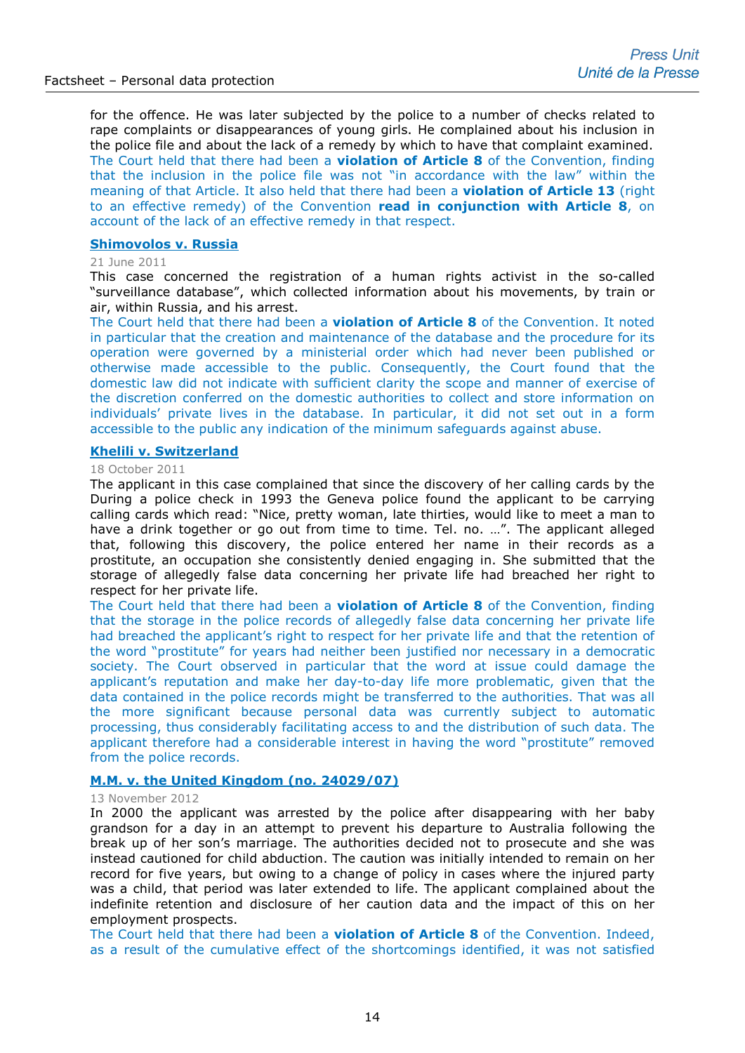for the offence. He was later subjected by the police to a number of checks related to rape complaints or disappearances of young girls. He complained about his inclusion in the police file and about the lack of a remedy by which to have that complaint examined.

The Court held that there had been a **violation of Article 8** of the Convention, finding that the inclusion in the police file was not "in accordance with the law" within the meaning of that Article. It also held that there had been a **violation of Article 13** (right to an effective remedy) of the Convention **read in conjunction with Article 8**, on account of the lack of an effective remedy in that respect.

**Shimovolos v. Russia**

21 June 2011

This case concerned the registration of a human rights activist in the so-called "surveillance database", which collected information about his movements, by train or air, within Russia, and his arrest.

The Court held that there had been a **violation of Article 8** of the Convention. It noted in particular that the creation and maintenance of the database and the procedure for its operation were governed by a ministerial order which had never been published or otherwise made accessible to the public. Consequently, the Court found that the domestic law did not indicate with sufficient clarity the scope and manner of exercise of the discretion conferred on the domestic authorities to collect and store information on individuals' private lives in the database. In particular, it did not set out in a form accessible to the public any indication of the minimum safeguards against abuse.

**Khelili v. Switzerland**

18 October 2011

The applicant in this case complained that since the discovery of her calling cards by the During a police check in 1993 the Geneva police found the applicant to be carrying calling cards which read: "Nice, pretty woman, late thirties, would like to meet a man to have a drink together or go out from time to time. Tel. no. …". The applicant alleged that, following this discovery, the police entered her name in their records as a prostitute, an occupation she consistently denied engaging in. She submitted that the storage of allegedly false data concerning her private life had breached her right to respect for her private life.

The Court held that there had been a **violation of Article 8** of the Convention, finding that the storage in the police records of allegedly false data concerning her private life had breached the applicant's right to respect for her private life and that the retention of the word "prostitute" for years had neither been justified nor necessary in a democratic society. The Court observed in particular that the word at issue could damage the applicant's reputation and make her day-to-day life more problematic, given that the data contained in the police records might be transferred to the authorities. That was all the more significant because personal data was currently subject to automatic processing, thus considerably facilitating access to and the distribution of such data. The applicant therefore had a considerable interest in having the word "prostitute" removed from the police records.

**M.M. v. the United Kingdom (no. 24029/07)**

13 November 2012

In 2000 the applicant was arrested by the police after disappearing with her baby grandson for a day in an attempt to prevent his departure to Australia following the break up of her son's marriage. The authorities decided not to prosecute and she was instead cautioned for child abduction. The caution was initially intended to remain on her record for five years, but owing to a change of policy in cases where the injured party was a child, that period was later extended to life. The applicant complained about the indefinite retention and disclosure of her caution data and the impact of this on her employment prospects.

The Court held that there had been a **violation of Article 8** of the Convention. Indeed, as a result of the cumulative effect of the shortcomings identified, it was not satisfied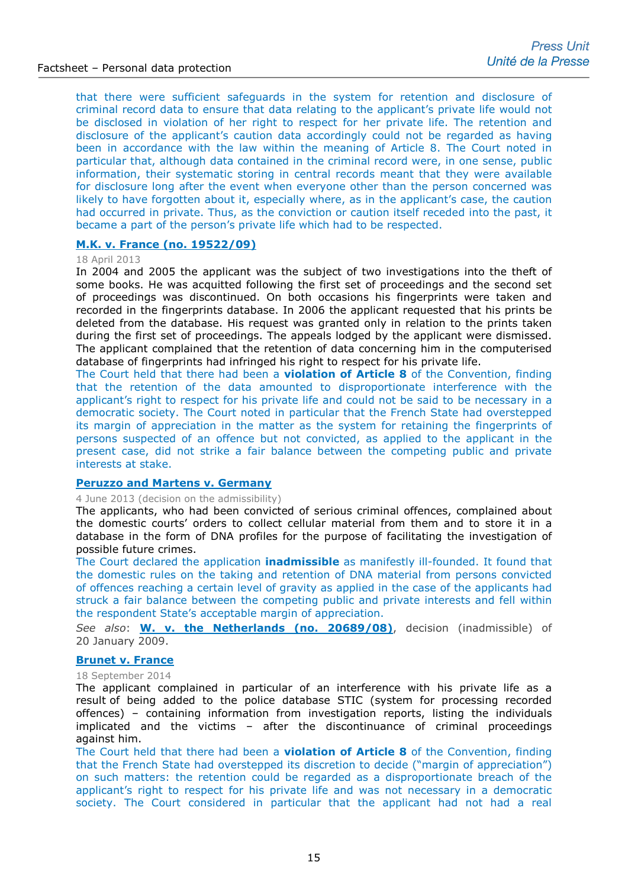that there were sufficient safeguards in the system for retention and disclosure of criminal record data to ensure that data relating to the applicant's private life would not be disclosed in violation of her right to respect for her private life. The retention and disclosure of the applicant's caution data accordingly could not be regarded as having been in accordance with the law within the meaning of Article 8. The Court noted in particular that, although data contained in the criminal record were, in one sense, public information, their systematic storing in central records meant that they were available for disclosure long after the event when everyone other than the person concerned was likely to have forgotten about it, especially where, as in the applicant's case, the caution had occurred in private. Thus, as the conviction or caution itself receded into the past, it became a part of the person's private life which had to be respected.

**M.K. v. France (no. 19522/09)**

18 April 2013

In 2004 and 2005 the applicant was the subject of two investigations into the theft of some books. He was acquitted following the first set of proceedings and the second set of proceedings was discontinued. On both occasions his fingerprints were taken and recorded in the fingerprints database. In 2006 the applicant requested that his prints be deleted from the database. His request was granted only in relation to the prints taken during the first set of proceedings. The appeals lodged by the applicant were dismissed. The applicant complained that the retention of data concerning him in the computerised database of fingerprints had infringed his right to respect for his private life.

The Court held that there had been a **violation of Article 8** of the Convention, finding that the retention of the data amounted to disproportionate interference with the applicant's right to respect for his private life and could not be said to be necessary in a democratic society. The Court noted in particular that the French State had overstepped its margin of appreciation in the matter as the system for retaining the fingerprints of persons suspected of an offence but not convicted, as applied to the applicant in the present case, did not strike a fair balance between the competing public and private interests at stake.

**Peruzzo and Martens v. Germany**

4 June 2013 (decision on the admissibility)

The applicants, who had been convicted of serious criminal offences, complained about the domestic courts' orders to collect cellular material from them and to store it in a database in the form of DNA profiles for the purpose of facilitating the investigation of possible future crimes.

The Court declared the application **inadmissible** as manifestly ill-founded. It found that the domestic rules on the taking and retention of DNA material from persons convicted of offences reaching a certain level of gravity as applied in the case of the applicants had struck a fair balance between the competing public and private interests and fell within the respondent State's acceptable margin of appreciation.

*See also*: **W. v. the Netherlands (no. 20689/08)**, decision (inadmissible) of 20 January 2009.

**Brunet v. France**

18 September 2014

The applicant complained in particular of an interference with his private life as a result of being added to the police database STIC (system for processing recorded offences) – containing information from investigation reports, listing the individuals implicated and the victims – after the discontinuance of criminal proceedings against him.

The Court held that there had been a **violation of Article 8** of the Convention, finding that the French State had overstepped its discretion to decide ("margin of appreciation") on such matters: the retention could be regarded as a disproportionate breach of the applicant's right to respect for his private life and was not necessary in a democratic society. The Court considered in particular that the applicant had not had a real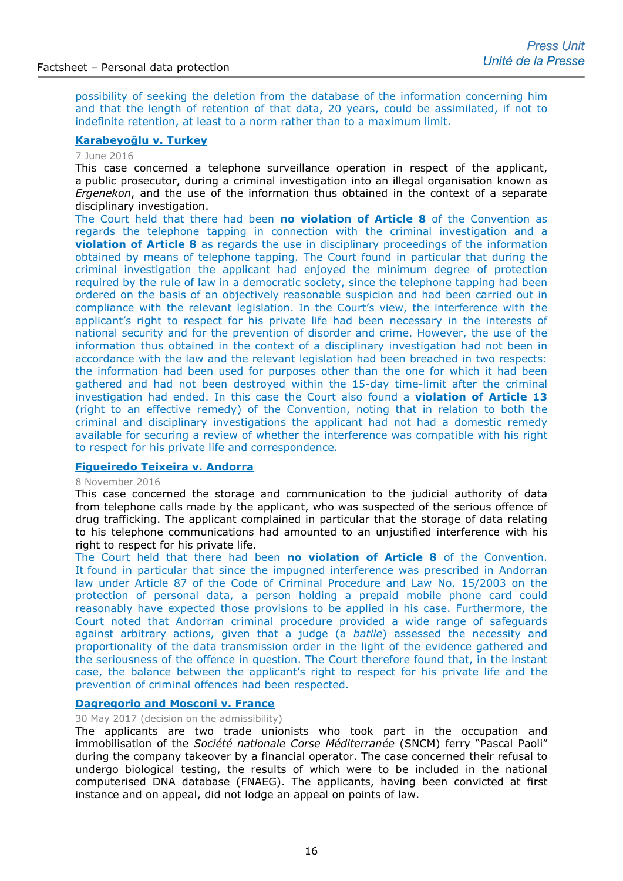possibility of seeking the deletion from the database of the information concerning him and that the length of retention of that data, 20 years, could be assimilated, if not to indefinite retention, at least to a norm rather than to a maximum limit.

**Karabeyoğlu v. Turkey**

7 June 2016

This case concerned a telephone surveillance operation in respect of the applicant, a public prosecutor, during a criminal investigation into an illegal organisation known as *Ergenekon*, and the use of the information thus obtained in the context of a separate disciplinary investigation.

The Court held that there had been **no violation of Article 8** of the Convention as regards the telephone tapping in connection with the criminal investigation and a **violation of Article 8** as regards the use in disciplinary proceedings of the information obtained by means of telephone tapping. The Court found in particular that during the criminal investigation the applicant had enjoyed the minimum degree of protection required by the rule of law in a democratic society, since the telephone tapping had been ordered on the basis of an objectively reasonable suspicion and had been carried out in compliance with the relevant legislation. In the Court's view, the interference with the applicant's right to respect for his private life had been necessary in the interests of national security and for the prevention of disorder and crime. However, the use of the information thus obtained in the context of a disciplinary investigation had not been in accordance with the law and the relevant legislation had been breached in two respects: the information had been used for purposes other than the one for which it had been gathered and had not been destroyed within the 15-day time-limit after the criminal investigation had ended. In this case the Court also found a **violation of Article 13** (right to an effective remedy) of the Convention, noting that in relation to both the criminal and disciplinary investigations the applicant had not had a domestic remedy available for securing a review of whether the interference was compatible with his right to respect for his private life and correspondence.

**Figueiredo Teixeira v. Andorra**

8 November 2016

This case concerned the storage and communication to the judicial authority of data from telephone calls made by the applicant, who was suspected of the serious offence of drug trafficking. The applicant complained in particular that the storage of data relating to his telephone communications had amounted to an unjustified interference with his right to respect for his private life.

The Court held that there had been **no violation of Article 8** of the Convention. It found in particular that since the impugned interference was prescribed in Andorran law under Article 87 of the Code of Criminal Procedure and Law No. 15/2003 on the protection of personal data, a person holding a prepaid mobile phone card could reasonably have expected those provisions to be applied in his case. Furthermore, the Court noted that Andorran criminal procedure provided a wide range of safeguards against arbitrary actions, given that a judge (a *batlle*) assessed the necessity and proportionality of the data transmission order in the light of the evidence gathered and the seriousness of the offence in question. The Court therefore found that, in the instant case, the balance between the applicant's right to respect for his private life and the prevention of criminal offences had been respected.

**Dagregorio and Mosconi v. France**

30 May 2017 (decision on the admissibility)

The applicants are two trade unionists who took part in the occupation and immobilisation of the *Société nationale Corse Méditerranée* (SNCM) ferry "Pascal Paoli" during the company takeover by a financial operator. The case concerned their refusal to undergo biological testing, the results of which were to be included in the national computerised DNA database (FNAEG). The applicants, having been convicted at first instance and on appeal, did not lodge an appeal on points of law.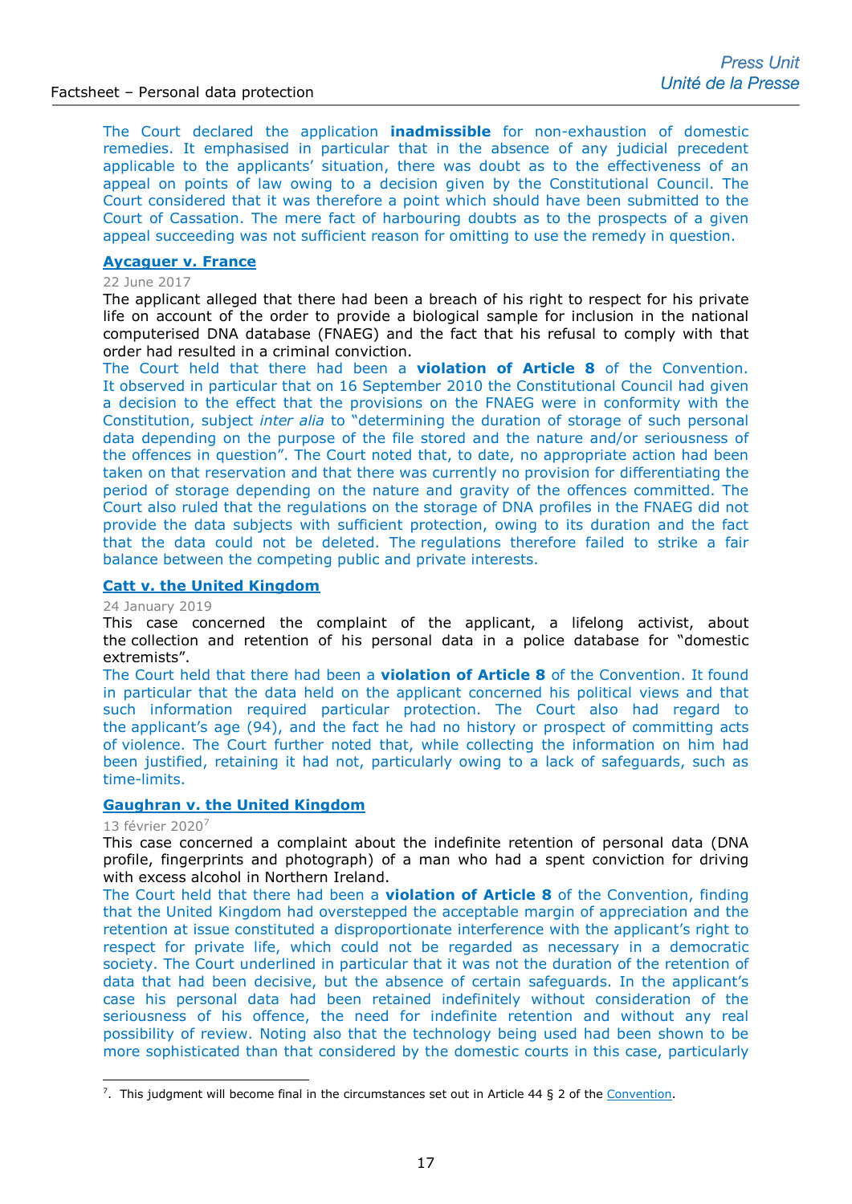The Court declared the application **inadmissible** for non-exhaustion of domestic remedies. It emphasised in particular that in the absence of any judicial precedent applicable to the applicants' situation, there was doubt as to the effectiveness of an appeal on points of law owing to a decision given by the Constitutional Council. The Court considered that it was therefore a point which should have been submitted to the Court of Cassation. The mere fact of harbouring doubts as to the prospects of a given appeal succeeding was not sufficient reason for omitting to use the remedy in question.

### Aycaguer v. France

22 June 2017

The applicant alleged that there had been a breach of his right to respect for his private life on account of the order to provide a biological sample for inclusion in the national computerised DNA database (FNAEG) and the fact that his refusal to comply with that order had resulted in a criminal conviction.

The Court held that there had been a **violation of Article 8** of the Convention. It observed in particular that on 16 September 2010 the Constitutional Council had given a decision to the effect that the provisions on the FNAEG were in conformity with the Constitution, subject *inter alia* to "determining the duration of storage of such personal data depending on the purpose of the file stored and the nature and/or seriousness of the offences in question". The Court noted that, to date, no appropriate action had been taken on that reservation and that there was currently no provision for differentiating the period of storage depending on the nature and gravity of the offences committed. The Court also ruled that the regulations on the storage of DNA profiles in the FNAEG did not provide the data subjects with sufficient protection, owing to its duration and the fact that the data could not be deleted. The regulations therefore failed to strike a fair balance between the competing public and private interests.

### Catt v. the United Kingdom

24 January 2019

This case concerned the complaint of the applicant, a lifelong activist, about the collection and retention of his personal data in a police database for "domestic extremists".

The Court held that there had been a **violation of Article 8** of the Convention. It found in particular that the data held on the applicant concerned his political views and that such information required particular protection. The Court also had regard to the applicant's age (94), and the fact he had no history or prospect of committing acts of violence. The Court further noted that, while collecting the information on him had been justified, retaining it had not, particularly owing to a lack of safeguards, such as time-limits.

### Gaughran v. the United Kingdom

13 février 2020[7]

This case concerned a complaint about the indefinite retention of personal data (DNA profile, fingerprints and photograph) of a man who had a spent conviction for driving with excess alcohol in Northern Ireland.

The Court held that there had been a **violation of Article 8** of the Convention, finding that the United Kingdom had overstepped the acceptable margin of appreciation and the retention at issue constituted a disproportionate interference with the applicant's right to respect for private life, which could not be regarded as necessary in a democratic society. The Court underlined in particular that it was not the duration of the retention of data that had been decisive, but the absence of certain safeguards. In the applicant's case his personal data had been retained indefinitely without consideration of the seriousness of his offence, the need for indefinite retention and without any real possibility of review. Noting also that the technology being used had been shown to be more sophisticated than that considered by the domestic courts in this case, particularly

[7]. This judgment will become final in the circumstances set out in Article 44 § 2 of the Convention.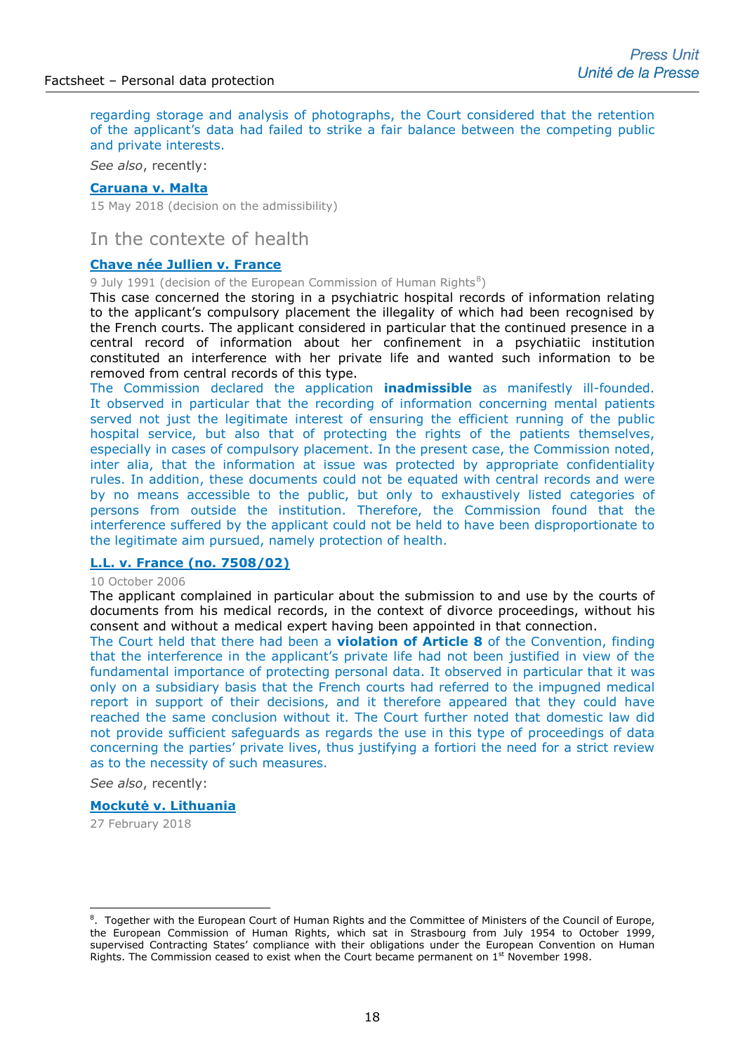regarding storage and analysis of photographs, the Court considered that the retention of the applicant's data had failed to strike a fair balance between the competing public and private interests.

*See also*, recently:

**Caruana v. Malta**

15 May 2018 (decision on the admissibility)

## In the contexte of health

**Chave née Jullien v. France**

9 July 1991 (decision of the European Commission of Human Rights[8])

This case concerned the storing in a psychiatric hospital records of information relating to the applicant's compulsory placement the illegality of which had been recognised by the French courts. The applicant considered in particular that the continued presence in a central record of information about her confinement in a psychiatiic institution constituted an interference with her private life and wanted such information to be removed from central records of this type.

The Commission declared the application **inadmissible** as manifestly ill-founded. It observed in particular that the recording of information concerning mental patients served not just the legitimate interest of ensuring the efficient running of the public hospital service, but also that of protecting the rights of the patients themselves, especially in cases of compulsory placement. In the present case, the Commission noted, inter alia, that the information at issue was protected by appropriate confidentiality rules. In addition, these documents could not be equated with central records and were by no means accessible to the public, but only to exhaustively listed categories of persons from outside the institution. Therefore, the Commission found that the interference suffered by the applicant could not be held to have been disproportionate to the legitimate aim pursued, namely protection of health.

**L.L. v. France (no. 7508/02)**

10 October 2006

The applicant complained in particular about the submission to and use by the courts of documents from his medical records, in the context of divorce proceedings, without his consent and without a medical expert having been appointed in that connection.

The Court held that there had been a **violation of Article 8** of the Convention, finding that the interference in the applicant's private life had not been justified in view of the fundamental importance of protecting personal data. It observed in particular that it was only on a subsidiary basis that the French courts had referred to the impugned medical report in support of their decisions, and it therefore appeared that they could have reached the same conclusion without it. The Court further noted that domestic law did not provide sufficient safeguards as regards the use in this type of proceedings of data concerning the parties' private lives, thus justifying a fortiori the need for a strict review as to the necessity of such measures.

*See also*, recently:

**Mockutė v. Lithuania**

27 February 2018

---

[8]. Together with the European Court of Human Rights and the Committee of Ministers of the Council of Europe, the European Commission of Human Rights, which sat in Strasbourg from July 1954 to October 1999, supervised Contracting States' compliance with their obligations under the European Convention on Human Rights. The Commission ceased to exist when the Court became permanent on 1st November 1998.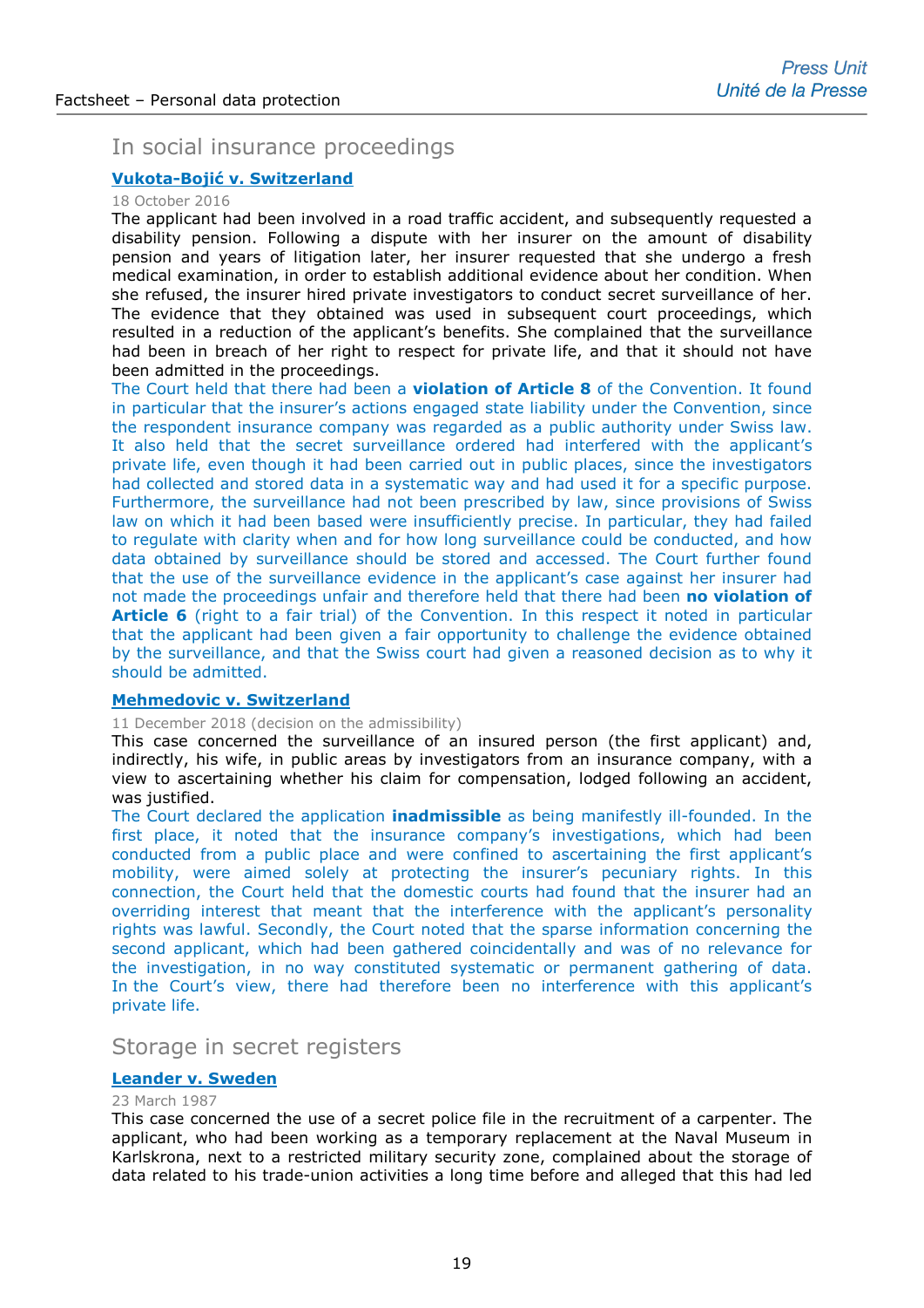## In social insurance proceedings

### Vukota-Bojić v. Switzerland

18 October 2016

The applicant had been involved in a road traffic accident, and subsequently requested a disability pension. Following a dispute with her insurer on the amount of disability pension and years of litigation later, her insurer requested that she undergo a fresh medical examination, in order to establish additional evidence about her condition. When she refused, the insurer hired private investigators to conduct secret surveillance of her. The evidence that they obtained was used in subsequent court proceedings, which resulted in a reduction of the applicant's benefits. She complained that the surveillance had been in breach of her right to respect for private life, and that it should not have been admitted in the proceedings.

The Court held that there had been a **violation of Article 8** of the Convention. It found in particular that the insurer's actions engaged state liability under the Convention, since the respondent insurance company was regarded as a public authority under Swiss law. It also held that the secret surveillance ordered had interfered with the applicant's private life, even though it had been carried out in public places, since the investigators had collected and stored data in a systematic way and had used it for a specific purpose. Furthermore, the surveillance had not been prescribed by law, since provisions of Swiss law on which it had been based were insufficiently precise. In particular, they had failed to regulate with clarity when and for how long surveillance could be conducted, and how data obtained by surveillance should be stored and accessed. The Court further found that the use of the surveillance evidence in the applicant's case against her insurer had not made the proceedings unfair and therefore held that there had been **no violation of Article 6** (right to a fair trial) of the Convention. In this respect it noted in particular that the applicant had been given a fair opportunity to challenge the evidence obtained by the surveillance, and that the Swiss court had given a reasoned decision as to why it should be admitted.

### Mehmedovic v. Switzerland

11 December 2018 (decision on the admissibility)

This case concerned the surveillance of an insured person (the first applicant) and, indirectly, his wife, in public areas by investigators from an insurance company, with a view to ascertaining whether his claim for compensation, lodged following an accident, was justified.

The Court declared the application **inadmissible** as being manifestly ill-founded. In the first place, it noted that the insurance company's investigations, which had been conducted from a public place and were confined to ascertaining the first applicant's mobility, were aimed solely at protecting the insurer's pecuniary rights. In this connection, the Court held that the domestic courts had found that the insurer had an overriding interest that meant that the interference with the applicant's personality rights was lawful. Secondly, the Court noted that the sparse information concerning the second applicant, which had been gathered coincidentally and was of no relevance for the investigation, in no way constituted systematic or permanent gathering of data. In the Court's view, there had therefore been no interference with this applicant's private life.

## Storage in secret registers

### Leander v. Sweden

23 March 1987

This case concerned the use of a secret police file in the recruitment of a carpenter. The applicant, who had been working as a temporary replacement at the Naval Museum in Karlskrona, next to a restricted military security zone, complained about the storage of data related to his trade-union activities a long time before and alleged that this had led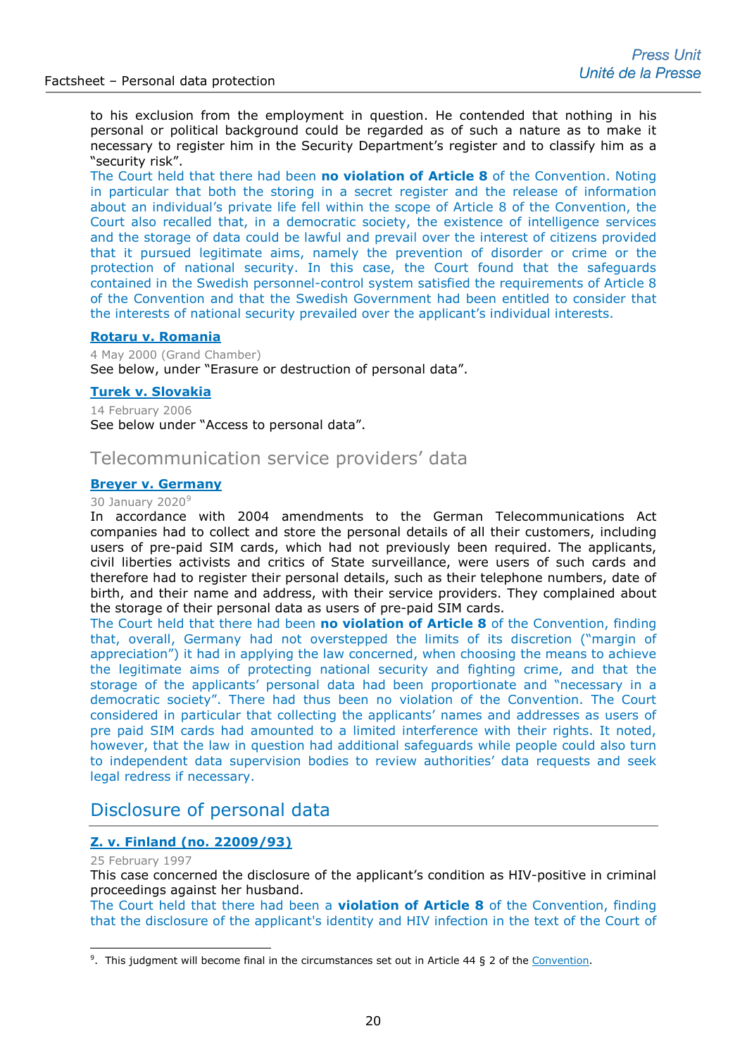to his exclusion from the employment in question. He contended that nothing in his personal or political background could be regarded as of such a nature as to make it necessary to register him in the Security Department's register and to classify him as a "security risk".

The Court held that there had been **no violation of Article 8** of the Convention. Noting in particular that both the storing in a secret register and the release of information about an individual's private life fell within the scope of Article 8 of the Convention, the Court also recalled that, in a democratic society, the existence of intelligence services and the storage of data could be lawful and prevail over the interest of citizens provided that it pursued legitimate aims, namely the prevention of disorder or crime or the protection of national security. In this case, the Court found that the safeguards contained in the Swedish personnel-control system satisfied the requirements of Article 8 of the Convention and that the Swedish Government had been entitled to consider that the interests of national security prevailed over the applicant's individual interests.

**Rotaru v. Romania**

4 May 2000 (Grand Chamber)

See below, under "Erasure or destruction of personal data".

**Turek v. Slovakia**

14 February 2006

See below under "Access to personal data".

### Telecommunication service providers' data

**Breyer v. Germany**

30 January 2020[9]

In accordance with 2004 amendments to the German Telecommunications Act companies had to collect and store the personal details of all their customers, including users of pre-paid SIM cards, which had not previously been required. The applicants, civil liberties activists and critics of State surveillance, were users of such cards and therefore had to register their personal details, such as their telephone numbers, date of birth, and their name and address, with their service providers. They complained about the storage of their personal data as users of pre-paid SIM cards.

The Court held that there had been **no violation of Article 8** of the Convention, finding that, overall, Germany had not overstepped the limits of its discretion ("margin of appreciation") it had in applying the law concerned, when choosing the means to achieve the legitimate aims of protecting national security and fighting crime, and that the storage of the applicants' personal data had been proportionate and "necessary in a democratic society". There had thus been no violation of the Convention. The Court considered in particular that collecting the applicants' names and addresses as users of pre paid SIM cards had amounted to a limited interference with their rights. It noted, however, that the law in question had additional safeguards while people could also turn to independent data supervision bodies to review authorities' data requests and seek legal redress if necessary.

## Disclosure of personal data

**Z. v. Finland (no. 22009/93)**

25 February 1997

This case concerned the disclosure of the applicant's condition as HIV-positive in criminal proceedings against her husband.

The Court held that there had been a **violation of Article 8** of the Convention, finding that the disclosure of the applicant's identity and HIV infection in the text of the Court of

---

[9]. This judgment will become final in the circumstances set out in Article 44 § 2 of the Convention.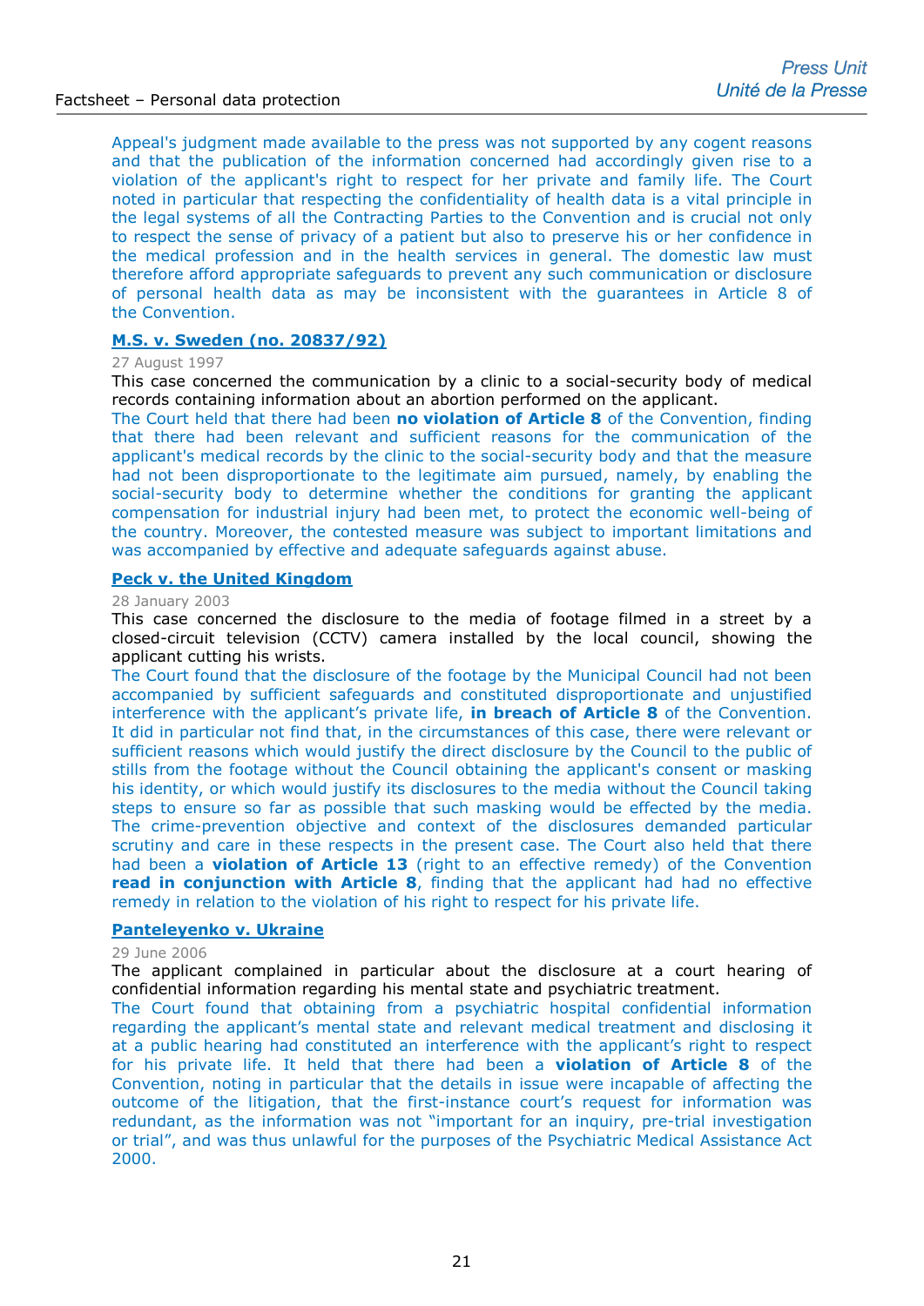Appeal's judgment made available to the press was not supported by any cogent reasons and that the publication of the information concerned had accordingly given rise to a violation of the applicant's right to respect for her private and family life. The Court noted in particular that respecting the confidentiality of health data is a vital principle in the legal systems of all the Contracting Parties to the Convention and is crucial not only to respect the sense of privacy of a patient but also to preserve his or her confidence in the medical profession and in the health services in general. The domestic law must therefore afford appropriate safeguards to prevent any such communication or disclosure of personal health data as may be inconsistent with the guarantees in Article 8 of the Convention.

**M.S. v. Sweden (no. 20837/92)**

27 August 1997

This case concerned the communication by a clinic to a social-security body of medical records containing information about an abortion performed on the applicant.

The Court held that there had been **no violation of Article 8** of the Convention, finding that there had been relevant and sufficient reasons for the communication of the applicant's medical records by the clinic to the social-security body and that the measure had not been disproportionate to the legitimate aim pursued, namely, by enabling the social-security body to determine whether the conditions for granting the applicant compensation for industrial injury had been met, to protect the economic well-being of the country. Moreover, the contested measure was subject to important limitations and was accompanied by effective and adequate safeguards against abuse.

**Peck v. the United Kingdom**

28 January 2003

This case concerned the disclosure to the media of footage filmed in a street by a closed-circuit television (CCTV) camera installed by the local council, showing the applicant cutting his wrists.

The Court found that the disclosure of the footage by the Municipal Council had not been accompanied by sufficient safeguards and constituted disproportionate and unjustified interference with the applicant's private life, **in breach of Article 8** of the Convention. It did in particular not find that, in the circumstances of this case, there were relevant or sufficient reasons which would justify the direct disclosure by the Council to the public of stills from the footage without the Council obtaining the applicant's consent or masking his identity, or which would justify its disclosures to the media without the Council taking steps to ensure so far as possible that such masking would be effected by the media. The crime-prevention objective and context of the disclosures demanded particular scrutiny and care in these respects in the present case. The Court also held that there had been a **violation of Article 13** (right to an effective remedy) of the Convention **read in conjunction with Article 8**, finding that the applicant had had no effective remedy in relation to the violation of his right to respect for his private life.

**Panteleyenko v. Ukraine**

29 June 2006

The applicant complained in particular about the disclosure at a court hearing of confidential information regarding his mental state and psychiatric treatment.

The Court found that obtaining from a psychiatric hospital confidential information regarding the applicant's mental state and relevant medical treatment and disclosing it at a public hearing had constituted an interference with the applicant's right to respect for his private life. It held that there had been a **violation of Article 8** of the Convention, noting in particular that the details in issue were incapable of affecting the outcome of the litigation, that the first-instance court's request for information was redundant, as the information was not "important for an inquiry, pre-trial investigation or trial", and was thus unlawful for the purposes of the Psychiatric Medical Assistance Act 2000.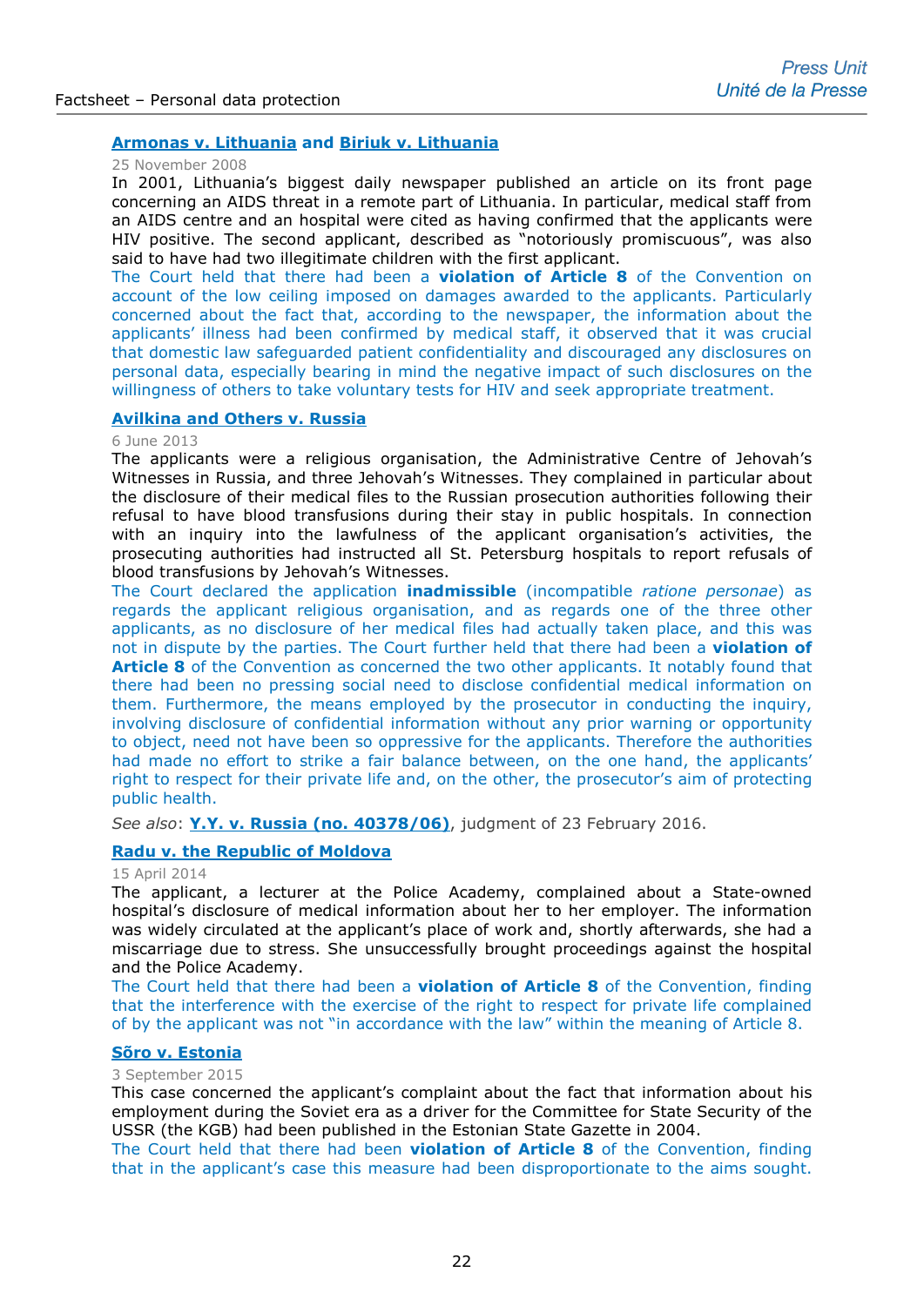**Armonas v. Lithuania** and **Biriuk v. Lithuania**

25 November 2008

In 2001, Lithuania's biggest daily newspaper published an article on its front page concerning an AIDS threat in a remote part of Lithuania. In particular, medical staff from an AIDS centre and an hospital were cited as having confirmed that the applicants were HIV positive. The second applicant, described as "notoriously promiscuous", was also said to have had two illegitimate children with the first applicant.

The Court held that there had been a **violation of Article 8** of the Convention on account of the low ceiling imposed on damages awarded to the applicants. Particularly concerned about the fact that, according to the newspaper, the information about the applicants' illness had been confirmed by medical staff, it observed that it was crucial that domestic law safeguarded patient confidentiality and discouraged any disclosures on personal data, especially bearing in mind the negative impact of such disclosures on the willingness of others to take voluntary tests for HIV and seek appropriate treatment.

**Avilkina and Others v. Russia**

6 June 2013

The applicants were a religious organisation, the Administrative Centre of Jehovah's Witnesses in Russia, and three Jehovah's Witnesses. They complained in particular about the disclosure of their medical files to the Russian prosecution authorities following their refusal to have blood transfusions during their stay in public hospitals. In connection with an inquiry into the lawfulness of the applicant organisation's activities, the prosecuting authorities had instructed all St. Petersburg hospitals to report refusals of blood transfusions by Jehovah's Witnesses.

The Court declared the application **inadmissible** (incompatible *ratione personae*) as regards the applicant religious organisation, and as regards one of the three other applicants, as no disclosure of her medical files had actually taken place, and this was not in dispute by the parties. The Court further held that there had been a **violation of Article 8** of the Convention as concerned the two other applicants. It notably found that there had been no pressing social need to disclose confidential medical information on them. Furthermore, the means employed by the prosecutor in conducting the inquiry, involving disclosure of confidential information without any prior warning or opportunity to object, need not have been so oppressive for the applicants. Therefore the authorities had made no effort to strike a fair balance between, on the one hand, the applicants' right to respect for their private life and, on the other, the prosecutor's aim of protecting public health.

*See also*: **Y.Y. v. Russia (no. 40378/06)**, judgment of 23 February 2016.

**Radu v. the Republic of Moldova**

15 April 2014

The applicant, a lecturer at the Police Academy, complained about a State-owned hospital's disclosure of medical information about her to her employer. The information was widely circulated at the applicant's place of work and, shortly afterwards, she had a miscarriage due to stress. She unsuccessfully brought proceedings against the hospital and the Police Academy.

The Court held that there had been a **violation of Article 8** of the Convention, finding that the interference with the exercise of the right to respect for private life complained of by the applicant was not "in accordance with the law" within the meaning of Article 8.

**Sõro v. Estonia**

3 September 2015

This case concerned the applicant's complaint about the fact that information about his employment during the Soviet era as a driver for the Committee for State Security of the USSR (the KGB) had been published in the Estonian State Gazette in 2004.

The Court held that there had been **violation of Article 8** of the Convention, finding that in the applicant's case this measure had been disproportionate to the aims sought.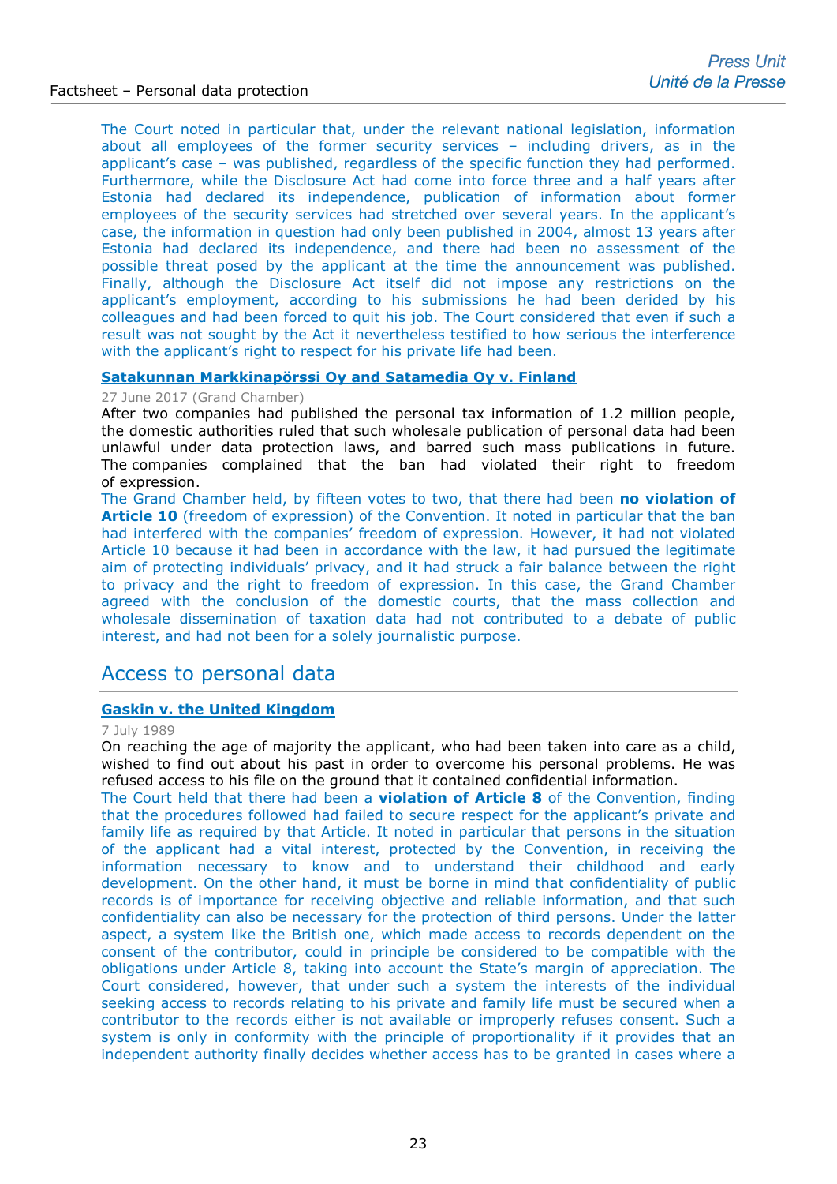The Court noted in particular that, under the relevant national legislation, information about all employees of the former security services – including drivers, as in the applicant's case – was published, regardless of the specific function they had performed. Furthermore, while the Disclosure Act had come into force three and a half years after Estonia had declared its independence, publication of information about former employees of the security services had stretched over several years. In the applicant's case, the information in question had only been published in 2004, almost 13 years after Estonia had declared its independence, and there had been no assessment of the possible threat posed by the applicant at the time the announcement was published. Finally, although the Disclosure Act itself did not impose any restrictions on the applicant's employment, according to his submissions he had been derided by his colleagues and had been forced to quit his job. The Court considered that even if such a result was not sought by the Act it nevertheless testified to how serious the interference with the applicant's right to respect for his private life had been.

**Satakunnan Markkinapörssi Oy and Satamedia Oy v. Finland**

27 June 2017 (Grand Chamber)

After two companies had published the personal tax information of 1.2 million people, the domestic authorities ruled that such wholesale publication of personal data had been unlawful under data protection laws, and barred such mass publications in future. The companies complained that the ban had violated their right to freedom of expression.

The Grand Chamber held, by fifteen votes to two, that there had been **no violation of Article 10** (freedom of expression) of the Convention. It noted in particular that the ban had interfered with the companies' freedom of expression. However, it had not violated Article 10 because it had been in accordance with the law, it had pursued the legitimate aim of protecting individuals' privacy, and it had struck a fair balance between the right to privacy and the right to freedom of expression. In this case, the Grand Chamber agreed with the conclusion of the domestic courts, that the mass collection and wholesale dissemination of taxation data had not contributed to a debate of public interest, and had not been for a solely journalistic purpose.

## Access to personal data

**Gaskin v. the United Kingdom**

7 July 1989

On reaching the age of majority the applicant, who had been taken into care as a child, wished to find out about his past in order to overcome his personal problems. He was refused access to his file on the ground that it contained confidential information.

The Court held that there had been a **violation of Article 8** of the Convention, finding that the procedures followed had failed to secure respect for the applicant's private and family life as required by that Article. It noted in particular that persons in the situation of the applicant had a vital interest, protected by the Convention, in receiving the information necessary to know and to understand their childhood and early development. On the other hand, it must be borne in mind that confidentiality of public records is of importance for receiving objective and reliable information, and that such confidentiality can also be necessary for the protection of third persons. Under the latter aspect, a system like the British one, which made access to records dependent on the consent of the contributor, could in principle be considered to be compatible with the obligations under Article 8, taking into account the State's margin of appreciation. The Court considered, however, that under such a system the interests of the individual seeking access to records relating to his private and family life must be secured when a contributor to the records either is not available or improperly refuses consent. Such a system is only in conformity with the principle of proportionality if it provides that an independent authority finally decides whether access has to be granted in cases where a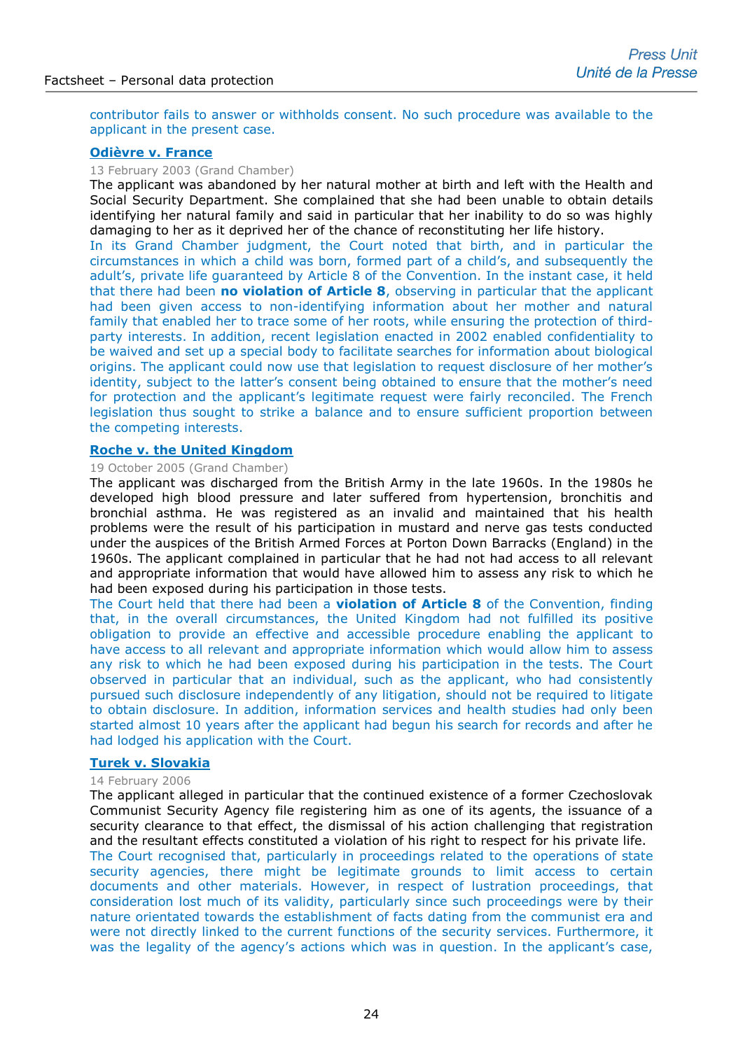contributor fails to answer or withholds consent. No such procedure was available to the applicant in the present case.

**Odièvre v. France**

13 February 2003 (Grand Chamber)

The applicant was abandoned by her natural mother at birth and left with the Health and Social Security Department. She complained that she had been unable to obtain details identifying her natural family and said in particular that her inability to do so was highly damaging to her as it deprived her of the chance of reconstituting her life history.

In its Grand Chamber judgment, the Court noted that birth, and in particular the circumstances in which a child was born, formed part of a child's, and subsequently the adult's, private life guaranteed by Article 8 of the Convention. In the instant case, it held that there had been **no violation of Article 8**, observing in particular that the applicant had been given access to non-identifying information about her mother and natural family that enabled her to trace some of her roots, while ensuring the protection of third-party interests. In addition, recent legislation enacted in 2002 enabled confidentiality to be waived and set up a special body to facilitate searches for information about biological origins. The applicant could now use that legislation to request disclosure of her mother's identity, subject to the latter's consent being obtained to ensure that the mother's need for protection and the applicant's legitimate request were fairly reconciled. The French legislation thus sought to strike a balance and to ensure sufficient proportion between the competing interests.

**Roche v. the United Kingdom**

19 October 2005 (Grand Chamber)

The applicant was discharged from the British Army in the late 1960s. In the 1980s he developed high blood pressure and later suffered from hypertension, bronchitis and bronchial asthma. He was registered as an invalid and maintained that his health problems were the result of his participation in mustard and nerve gas tests conducted under the auspices of the British Armed Forces at Porton Down Barracks (England) in the 1960s. The applicant complained in particular that he had not had access to all relevant and appropriate information that would have allowed him to assess any risk to which he had been exposed during his participation in those tests.

The Court held that there had been a **violation of Article 8** of the Convention, finding that, in the overall circumstances, the United Kingdom had not fulfilled its positive obligation to provide an effective and accessible procedure enabling the applicant to have access to all relevant and appropriate information which would allow him to assess any risk to which he had been exposed during his participation in the tests. The Court observed in particular that an individual, such as the applicant, who had consistently pursued such disclosure independently of any litigation, should not be required to litigate to obtain disclosure. In addition, information services and health studies had only been started almost 10 years after the applicant had begun his search for records and after he had lodged his application with the Court.

**Turek v. Slovakia**

14 February 2006

The applicant alleged in particular that the continued existence of a former Czechoslovak Communist Security Agency file registering him as one of its agents, the issuance of a security clearance to that effect, the dismissal of his action challenging that registration and the resultant effects constituted a violation of his right to respect for his private life.

The Court recognised that, particularly in proceedings related to the operations of state security agencies, there might be legitimate grounds to limit access to certain documents and other materials. However, in respect of lustration proceedings, that consideration lost much of its validity, particularly since such proceedings were by their nature orientated towards the establishment of facts dating from the communist era and were not directly linked to the current functions of the security services. Furthermore, it was the legality of the agency's actions which was in question. In the applicant's case,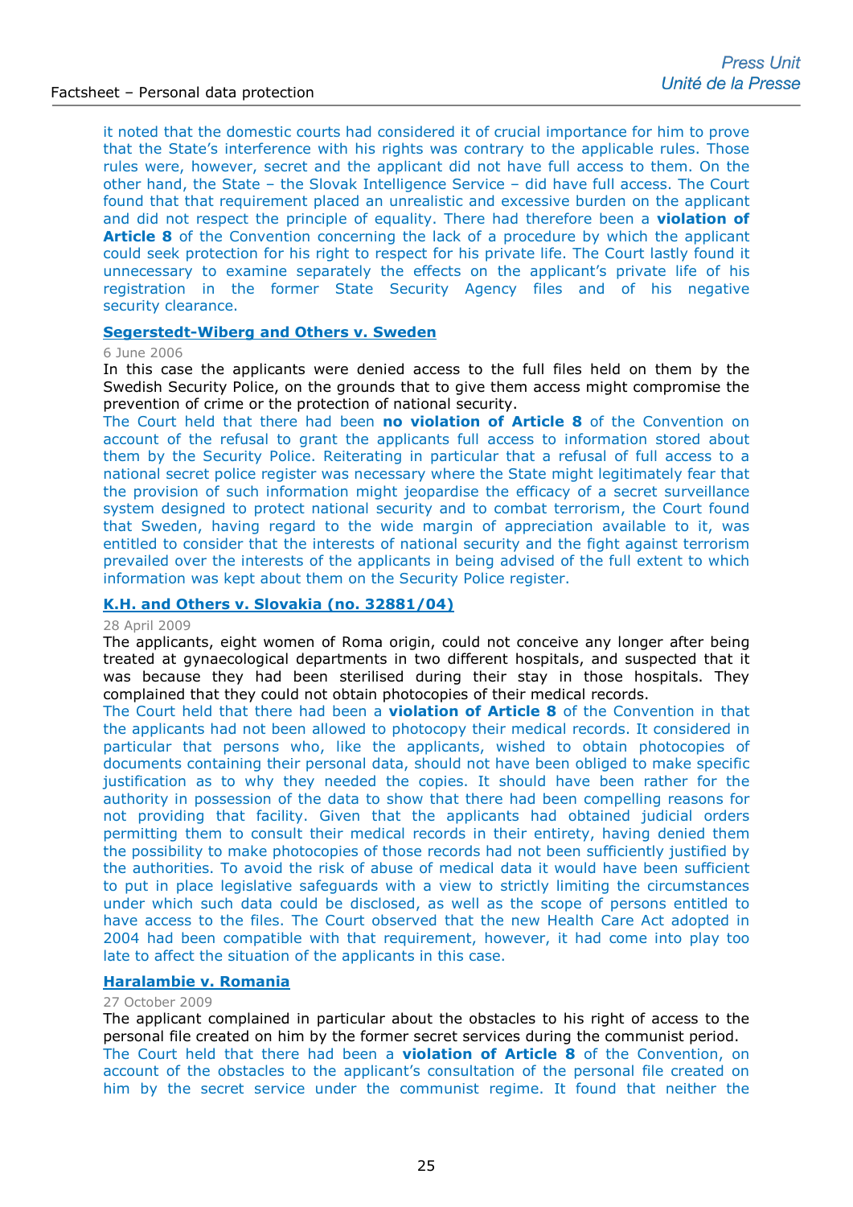it noted that the domestic courts had considered it of crucial importance for him to prove that the State's interference with his rights was contrary to the applicable rules. Those rules were, however, secret and the applicant did not have full access to them. On the other hand, the State – the Slovak Intelligence Service – did have full access. The Court found that that requirement placed an unrealistic and excessive burden on the applicant and did not respect the principle of equality. There had therefore been a **violation of Article 8** of the Convention concerning the lack of a procedure by which the applicant could seek protection for his right to respect for his private life. The Court lastly found it unnecessary to examine separately the effects on the applicant's private life of his registration in the former State Security Agency files and of his negative security clearance.

**Segerstedt-Wiberg and Others v. Sweden**

6 June 2006

In this case the applicants were denied access to the full files held on them by the Swedish Security Police, on the grounds that to give them access might compromise the prevention of crime or the protection of national security.

The Court held that there had been **no violation of Article 8** of the Convention on account of the refusal to grant the applicants full access to information stored about them by the Security Police. Reiterating in particular that a refusal of full access to a national secret police register was necessary where the State might legitimately fear that the provision of such information might jeopardise the efficacy of a secret surveillance system designed to protect national security and to combat terrorism, the Court found that Sweden, having regard to the wide margin of appreciation available to it, was entitled to consider that the interests of national security and the fight against terrorism prevailed over the interests of the applicants in being advised of the full extent to which information was kept about them on the Security Police register.

**K.H. and Others v. Slovakia (no. 32881/04)**

28 April 2009

The applicants, eight women of Roma origin, could not conceive any longer after being treated at gynaecological departments in two different hospitals, and suspected that it was because they had been sterilised during their stay in those hospitals. They complained that they could not obtain photocopies of their medical records.

The Court held that there had been a **violation of Article 8** of the Convention in that the applicants had not been allowed to photocopy their medical records. It considered in particular that persons who, like the applicants, wished to obtain photocopies of documents containing their personal data, should not have been obliged to make specific justification as to why they needed the copies. It should have been rather for the authority in possession of the data to show that there had been compelling reasons for not providing that facility. Given that the applicants had obtained judicial orders permitting them to consult their medical records in their entirety, having denied them the possibility to make photocopies of those records had not been sufficiently justified by the authorities. To avoid the risk of abuse of medical data it would have been sufficient to put in place legislative safeguards with a view to strictly limiting the circumstances under which such data could be disclosed, as well as the scope of persons entitled to have access to the files. The Court observed that the new Health Care Act adopted in 2004 had been compatible with that requirement, however, it had come into play too late to affect the situation of the applicants in this case.

**Haralambie v. Romania**

27 October 2009

The applicant complained in particular about the obstacles to his right of access to the personal file created on him by the former secret services during the communist period.

The Court held that there had been a **violation of Article 8** of the Convention, on account of the obstacles to the applicant's consultation of the personal file created on him by the secret service under the communist regime. It found that neither the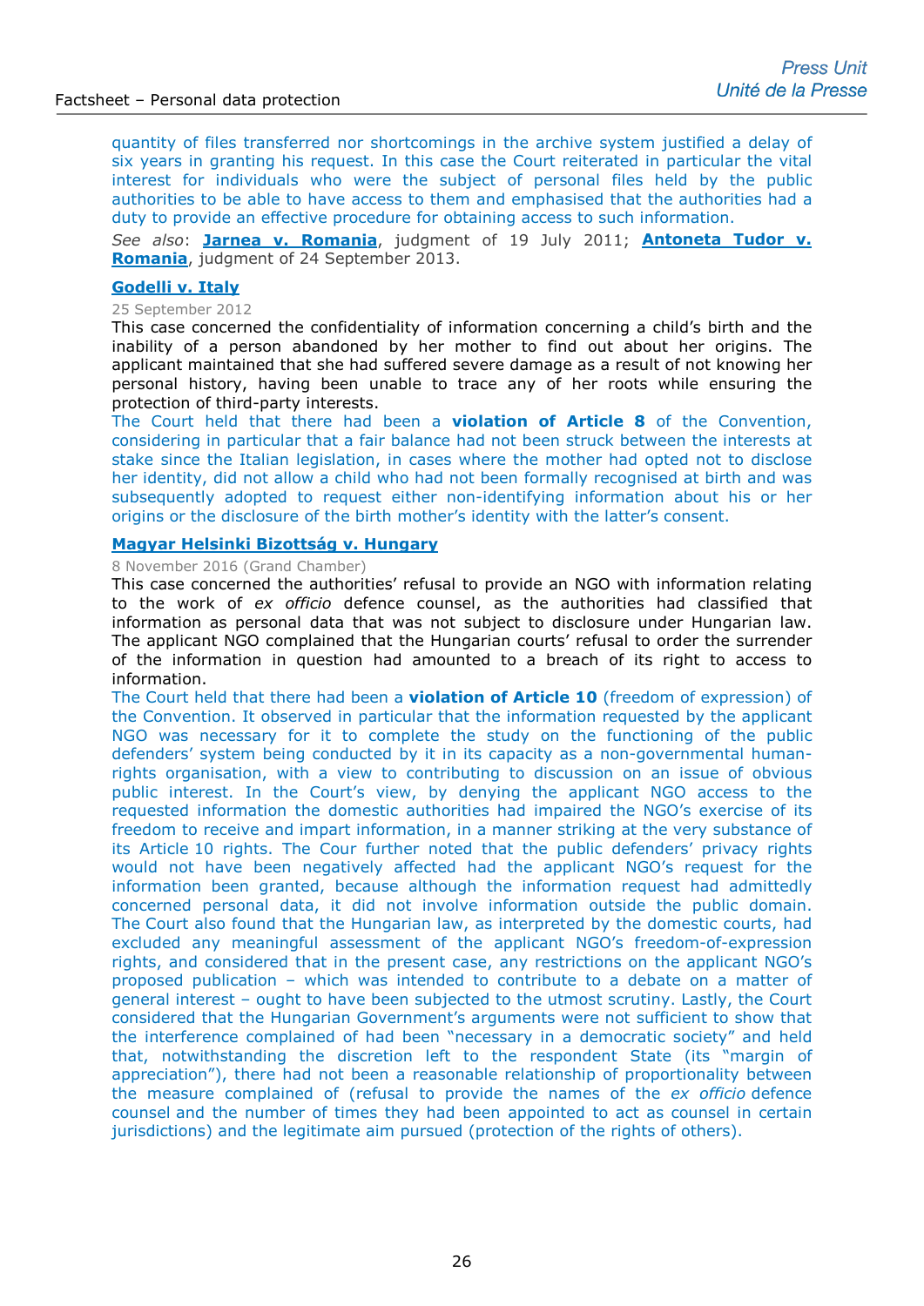quantity of files transferred nor shortcomings in the archive system justified a delay of six years in granting his request. In this case the Court reiterated in particular the vital interest for individuals who were the subject of personal files held by the public authorities to be able to have access to them and emphasised that the authorities had a duty to provide an effective procedure for obtaining access to such information.

*See also*: **Jarnea v. Romania**, judgment of 19 July 2011; **Antoneta Tudor v. Romania**, judgment of 24 September 2013.

**Godelli v. Italy**

25 September 2012

This case concerned the confidentiality of information concerning a child's birth and the inability of a person abandoned by her mother to find out about her origins. The applicant maintained that she had suffered severe damage as a result of not knowing her personal history, having been unable to trace any of her roots while ensuring the protection of third-party interests.

The Court held that there had been a **violation of Article 8** of the Convention, considering in particular that a fair balance had not been struck between the interests at stake since the Italian legislation, in cases where the mother had opted not to disclose her identity, did not allow a child who had not been formally recognised at birth and was subsequently adopted to request either non-identifying information about his or her origins or the disclosure of the birth mother's identity with the latter's consent.

**Magyar Helsinki Bizottság v. Hungary**

8 November 2016 (Grand Chamber)

This case concerned the authorities' refusal to provide an NGO with information relating to the work of *ex officio* defence counsel, as the authorities had classified that information as personal data that was not subject to disclosure under Hungarian law. The applicant NGO complained that the Hungarian courts' refusal to order the surrender of the information in question had amounted to a breach of its right to access to information.

The Court held that there had been a **violation of Article 10** (freedom of expression) of the Convention. It observed in particular that the information requested by the applicant NGO was necessary for it to complete the study on the functioning of the public defenders' system being conducted by it in its capacity as a non-governmental human-rights organisation, with a view to contributing to discussion on an issue of obvious public interest. In the Court's view, by denying the applicant NGO access to the requested information the domestic authorities had impaired the NGO's exercise of its freedom to receive and impart information, in a manner striking at the very substance of its Article 10 rights. The Cour further noted that the public defenders' privacy rights would not have been negatively affected had the applicant NGO's request for the information been granted, because although the information request had admittedly concerned personal data, it did not involve information outside the public domain. The Court also found that the Hungarian law, as interpreted by the domestic courts, had excluded any meaningful assessment of the applicant NGO's freedom-of-expression rights, and considered that in the present case, any restrictions on the applicant NGO's proposed publication – which was intended to contribute to a debate on a matter of general interest – ought to have been subjected to the utmost scrutiny. Lastly, the Court considered that the Hungarian Government's arguments were not sufficient to show that the interference complained of had been "necessary in a democratic society" and held that, notwithstanding the discretion left to the respondent State (its "margin of appreciation"), there had not been a reasonable relationship of proportionality between the measure complained of (refusal to provide the names of the *ex officio* defence counsel and the number of times they had been appointed to act as counsel in certain jurisdictions) and the legitimate aim pursued (protection of the rights of others).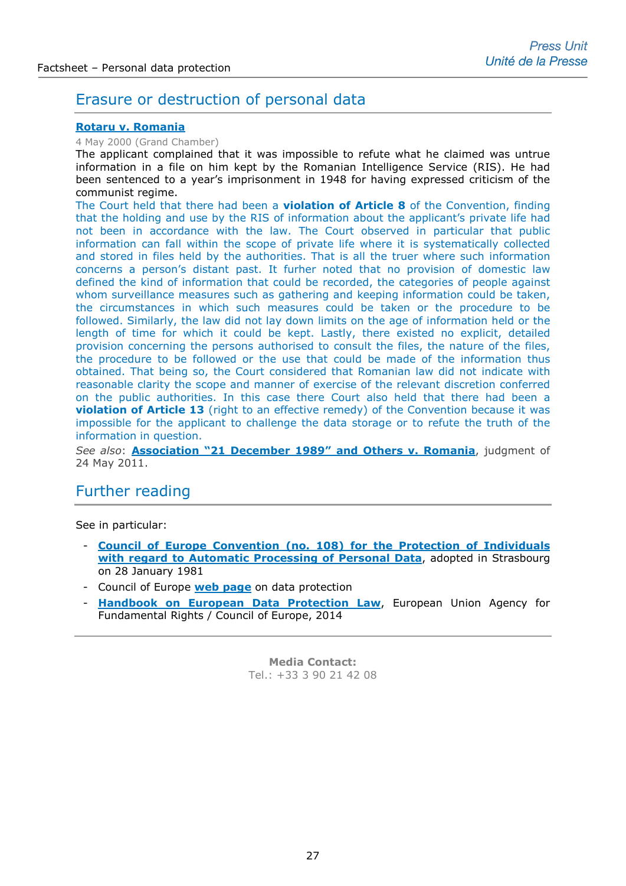## Erasure or destruction of personal data

**Rotaru v. Romania**

4 May 2000 (Grand Chamber)

The applicant complained that it was impossible to refute what he claimed was untrue information in a file on him kept by the Romanian Intelligence Service (RIS). He had been sentenced to a year's imprisonment in 1948 for having expressed criticism of the communist regime.

The Court held that there had been a **violation of Article 8** of the Convention, finding that the holding and use by the RIS of information about the applicant's private life had not been in accordance with the law. The Court observed in particular that public information can fall within the scope of private life where it is systematically collected and stored in files held by the authorities. That is all the truer where such information concerns a person's distant past. It furher noted that no provision of domestic law defined the kind of information that could be recorded, the categories of people against whom surveillance measures such as gathering and keeping information could be taken, the circumstances in which such measures could be taken or the procedure to be followed. Similarly, the law did not lay down limits on the age of information held or the length of time for which it could be kept. Lastly, there existed no explicit, detailed provision concerning the persons authorised to consult the files, the nature of the files, the procedure to be followed or the use that could be made of the information thus obtained. That being so, the Court considered that Romanian law did not indicate with reasonable clarity the scope and manner of exercise of the relevant discretion conferred on the public authorities. In this case there Court also held that there had been a **violation of Article 13** (right to an effective remedy) of the Convention because it was impossible for the applicant to challenge the data storage or to refute the truth of the information in question.

*See also*: **Association "21 December 1989" and Others v. Romania**, judgment of 24 May 2011.

## Further reading

See in particular:

- **Council of Europe Convention (no. 108) for the Protection of Individuals with regard to Automatic Processing of Personal Data**, adopted in Strasbourg on 28 January 1981
- Council of Europe **web page** on data protection
- **Handbook on European Data Protection Law**, European Union Agency for Fundamental Rights / Council of Europe, 2014

**Media Contact:**
Tel.: +33 3 90 21 42 08